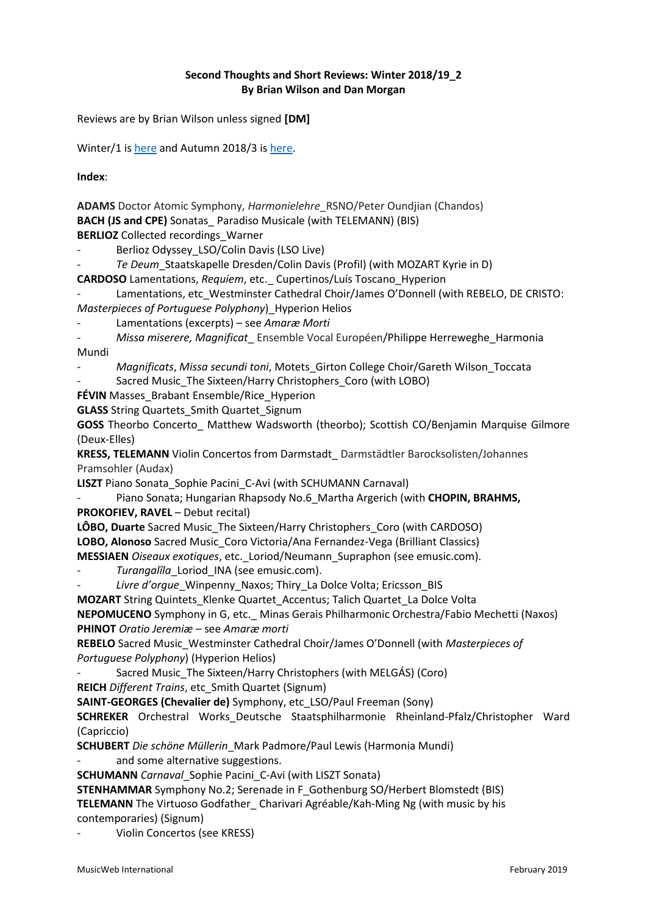**Second Thoughts and Short Reviews: Winter 2018/19_2**
**By Brian Wilson and Dan Morgan**

Reviews are by Brian Wilson unless signed **[DM]**

Winter/1 is here and Autumn 2018/3 is here.

**Index**:

**ADAMS** Doctor Atomic Symphony, *Harmonielehre*_RSNO/Peter Oundjian (Chandos)
**BACH (JS and CPE)** Sonatas_ Paradiso Musicale (with TELEMANN) (BIS)
**BERLIOZ** Collected recordings_Warner
- Berlioz Odyssey_LSO/Colin Davis (LSO Live)
- *Te Deum*_Staatskapelle Dresden/Colin Davis (Profil) (with MOZART Kyrie in D)

**CARDOSO** Lamentations, *Requiem*, etc._ Cupertinos/Luís Toscano_Hyperion
- Lamentations, etc_Westminster Cathedral Choir/James O'Donnell (with REBELO, DE CRISTO: *Masterpieces of Portuguese Polyphony*)_Hyperion Helios
- Lamentations (excerpts) – see *Amaræ Morti*
- *Missa miserere, Magnificat*_ Ensemble Vocal Européen/Philippe Herreweghe_Harmonia Mundi
- *Magnificats*, *Missa secundi toni*, Motets_Girton College Choir/Gareth Wilson_Toccata
- Sacred Music_The Sixteen/Harry Christophers_Coro (with LOBO)

**FÉVIN** Masses_Brabant Ensemble/Rice_Hyperion
**GLASS** String Quartets_Smith Quartet_Signum
**GOSS** Theorbo Concerto_ Matthew Wadsworth (theorbo); Scottish CO/Benjamin Marquise Gilmore (Deux-Elles)
**KRESS, TELEMANN** Violin Concertos from Darmstadt_ Darmstädtler Barocksolisten/Johannes Pramsohler (Audax)
**LISZT** Piano Sonata_Sophie Pacini_C-Avi (with SCHUMANN Carnaval)
- Piano Sonata; Hungarian Rhapsody No.6_Martha Argerich (with **CHOPIN, BRAHMS, PROKOFIEV, RAVEL** – Debut recital)

**LÔBO, Duarte** Sacred Music_The Sixteen/Harry Christophers_Coro (with CARDOSO)
**LOBO, Alonoso** Sacred Music_Coro Victoria/Ana Fernandez-Vega (Brilliant Classics)
**MESSIAEN** *Oiseaux exotiques*, etc._Loriod/Neumann_Supraphon (see emusic.com).
- *Turangalîla*_Loriod_INA (see emusic.com).
- *Livre d'orgue*_Winpenny_Naxos; Thiry_La Dolce Volta; Ericsson_BIS

**MOZART** String Quintets_Klenke Quartet_Accentus; Talich Quartet_La Dolce Volta
**NEPOMUCENO** Symphony in G, etc._ Minas Gerais Philharmonic Orchestra/Fabio Mechetti (Naxos)
**PHINOT** *Oratio Jeremiæ* – see *Amaræ morti*
**REBELO** Sacred Music_Westminster Cathedral Choir/James O'Donnell (with *Masterpieces of Portuguese Polyphony*) (Hyperion Helios)
- Sacred Music_The Sixteen/Harry Christophers (with MELGÁS) (Coro)

**REICH** *Different Trains*, etc_Smith Quartet (Signum)
**SAINT-GEORGES (Chevalier de)** Symphony, etc_LSO/Paul Freeman (Sony)
**SCHREKER** Orchestral Works_Deutsche Staatsphilharmonie Rheinland-Pfalz/Christopher Ward (Capriccio)
**SCHUBERT** *Die schöne Müllerin*_Mark Padmore/Paul Lewis (Harmonia Mundi)
- and some alternative suggestions.

**SCHUMANN** *Carnaval*_Sophie Pacini_C-Avi (with LISZT Sonata)
**STENHAMMAR** Symphony No.2; Serenade in F_Gothenburg SO/Herbert Blomstedt (BIS)
**TELEMANN** The Virtuoso Godfather_ Charivari Agréable/Kah-Ming Ng (with music by his contemporaries) (Signum)
- Violin Concertos (see KRESS)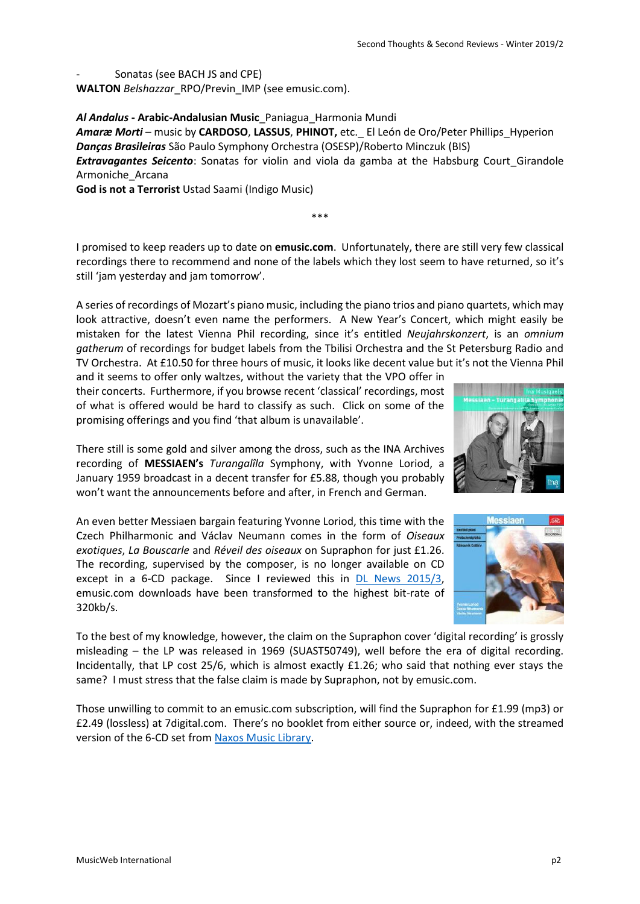- Sonatas (see BACH JS and CPE)

**WALTON** *Belshazzar*_RPO/Previn_IMP (see emusic.com).

***Al Andalus*** **- Arabic-Andalusian Music**_Paniagua_Harmonia Mundi
***Amaræ Morti*** – music by **CARDOSO**, **LASSUS**, **PHINOT,** etc._ El León de Oro/Peter Phillips_Hyperion
***Danças Brasileiras*** São Paulo Symphony Orchestra (OSESP)/Roberto Minczuk (BIS)
***Extravagantes Seicento***: Sonatas for violin and viola da gamba at the Habsburg Court_Girandole Armoniche_Arcana
**God is not a Terrorist** Ustad Saami (Indigo Music)

***

I promised to keep readers up to date on **emusic.com**. Unfortunately, there are still very few classical recordings there to recommend and none of the labels which they lost seem to have returned, so it's still 'jam yesterday and jam tomorrow'.

A series of recordings of Mozart's piano music, including the piano trios and piano quartets, which may look attractive, doesn't even name the performers. A New Year's Concert, which might easily be mistaken for the latest Vienna Phil recording, since it's entitled *Neujahrskonzert*, is an *omnium gatherum* of recordings for budget labels from the Tbilisi Orchestra and the St Petersburg Radio and TV Orchestra. At £10.50 for three hours of music, it looks like decent value but it's not the Vienna Phil and it seems to offer only waltzes, without the variety that the VPO offer in their concerts. Furthermore, if you browse recent 'classical' recordings, most of what is offered would be hard to classify as such. Click on some of the promising offerings and you find 'that album is unavailable'.

There still is some gold and silver among the dross, such as the INA Archives recording of **MESSIAEN's** *Turangalîla* Symphony, with Yvonne Loriod, a January 1959 broadcast in a decent transfer for £5.88, though you probably won't want the announcements before and after, in French and German.

An even better Messiaen bargain featuring Yvonne Loriod, this time with the Czech Philharmonic and Václav Neumann comes in the form of *Oiseaux exotiques*, *La Bouscarle* and *Réveil des oiseaux* on Supraphon for just £1.26. The recording, supervised by the composer, is no longer available on CD except in a 6-CD package. Since I reviewed this in DL News 2015/3, emusic.com downloads have been transformed to the highest bit-rate of 320kb/s.

To the best of my knowledge, however, the claim on the Supraphon cover 'digital recording' is grossly misleading – the LP was released in 1969 (SUAST50749), well before the era of digital recording. Incidentally, that LP cost 25/6, which is almost exactly £1.26; who said that nothing ever stays the same? I must stress that the false claim is made by Supraphon, not by emusic.com.

Those unwilling to commit to an emusic.com subscription, will find the Supraphon for £1.99 (mp3) or £2.49 (lossless) at 7digital.com. There's no booklet from either source or, indeed, with the streamed version of the 6-CD set from Naxos Music Library.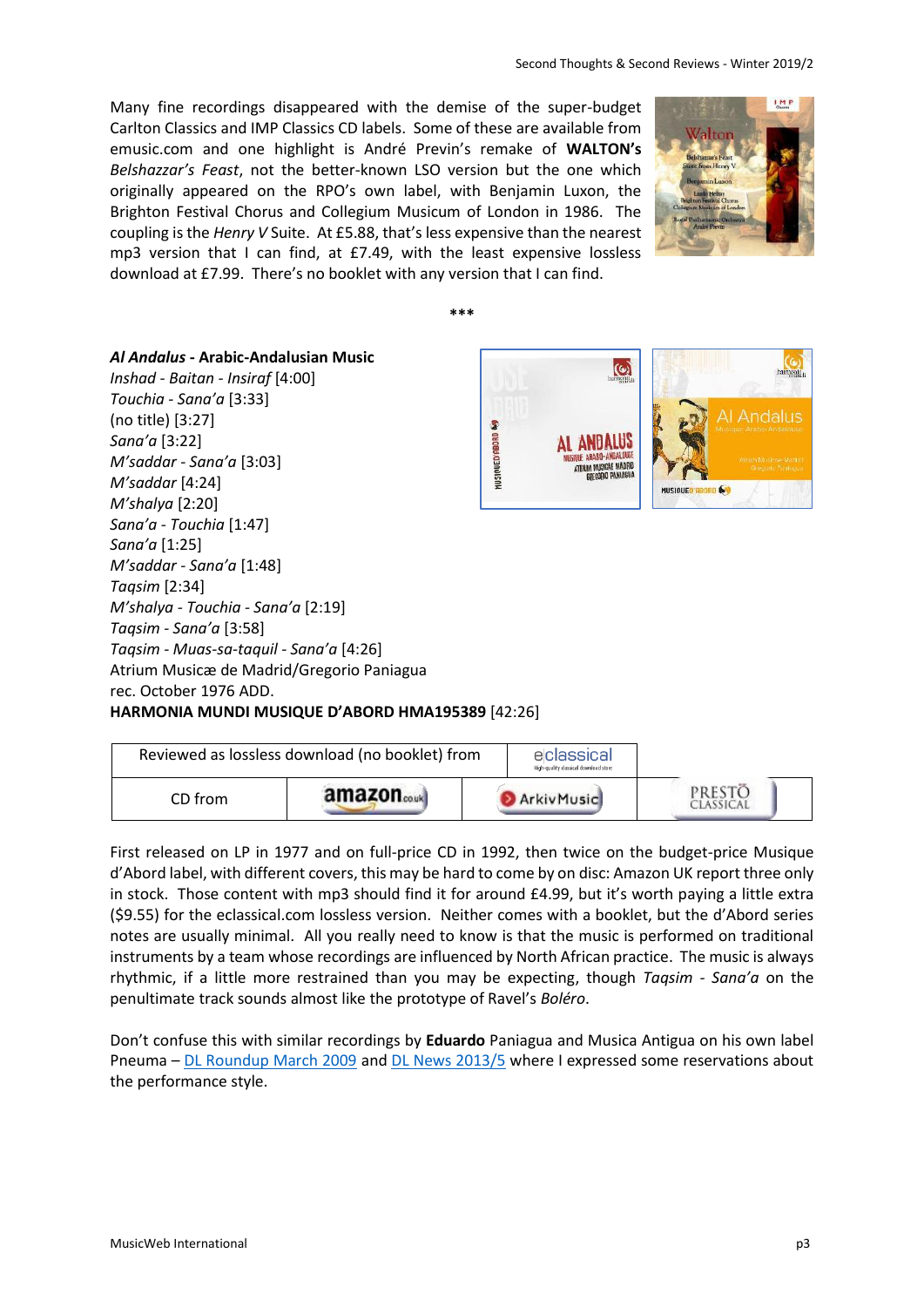Many fine recordings disappeared with the demise of the super-budget Carlton Classics and IMP Classics CD labels. Some of these are available from emusic.com and one highlight is André Previn's remake of **WALTON's** *Belshazzar's Feast*, not the better-known LSO version but the one which originally appeared on the RPO's own label, with Benjamin Luxon, the Brighton Festival Chorus and Collegium Musicum of London in 1986. The coupling is the *Henry V* Suite. At £5.88, that's less expensive than the nearest mp3 version that I can find, at £7.49, with the least expensive lossless download at £7.99. There's no booklet with any version that I can find.

***

***Al Andalus*** **- Arabic-Andalusian Music**
*Inshad - Baitan - Insiraf* [4:00]
*Touchia - Sana'a* [3:33]
(no title) [3:27]
*Sana'a* [3:22]
*M'saddar - Sana'a* [3:03]
*M'saddar* [4:24]
*M'shalya* [2:20]
*Sana'a - Touchia* [1:47]
*Sana'a* [1:25]
*M'saddar - Sana'a* [1:48]
*Taqsim* [2:34]
*M'shalya - Touchia - Sana'a* [2:19]
*Taqsim - Sana'a* [3:58]
*Taqsim - Muas-sa-taquil - Sana'a* [4:26]
Atrium Musicæ de Madrid/Gregorio Paniagua
rec. October 1976 ADD.
**HARMONIA MUNDI MUSIQUE D'ABORD HMA195389** [42:26]

| Reviewed as lossless download (no booklet) from | | eclassical | |
|---|---|---|---|
| CD from | amazon.co.uk | ArkivMusic | PRESTO CLASSICAL |

First released on LP in 1977 and on full-price CD in 1992, then twice on the budget-price Musique d'Abord label, with different covers, this may be hard to come by on disc: Amazon UK report three only in stock. Those content with mp3 should find it for around £4.99, but it's worth paying a little extra ($9.55) for the eclassical.com lossless version. Neither comes with a booklet, but the d'Abord series notes are usually minimal. All you really need to know is that the music is performed on traditional instruments by a team whose recordings are influenced by North African practice. The music is always rhythmic, if a little more restrained than you may be expecting, though *Taqsim - Sana'a* on the penultimate track sounds almost like the prototype of Ravel's *Boléro*.

Don't confuse this with similar recordings by **Eduardo** Paniagua and Musica Antigua on his own label Pneuma – DL Roundup March 2009 and DL News 2013/5 where I expressed some reservations about the performance style.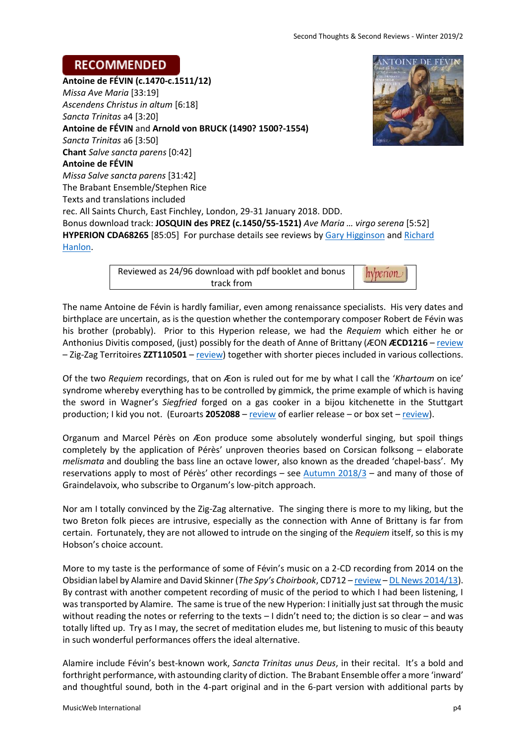**RECOMMENDED**

**Antoine de FÉVIN (c.1470-c.1511/12)**
*Missa Ave Maria* [33:19]
*Ascendens Christus in altum* [6:18]
*Sancta Trinitas* a4 [3:20]
**Antoine de FÉVIN** and **Arnold von BRUCK (1490? 1500?-1554)**
*Sancta Trinitas* a6 [3:50]
**Chant** *Salve sancta parens* [0:42]
**Antoine de FÉVIN**
*Missa Salve sancta parens* [31:42]
The Brabant Ensemble/Stephen Rice
Texts and translations included
rec. All Saints Church, East Finchley, London, 29-31 January 2018. DDD.
Bonus download track: **JOSQUIN des PREZ (c.1450/55-1521)** *Ave Maria … virgo serena* [5:52]
**HYPERION CDA68265** [85:05] For purchase details see reviews by Gary Higginson and Richard Hanlon.

Reviewed as 24/96 download with pdf booklet and bonus track from hyperion

The name Antoine de Févin is hardly familiar, even among renaissance specialists. His very dates and birthplace are uncertain, as is the question whether the contemporary composer Robert de Févin was his brother (probably). Prior to this Hyperion release, we had the *Requiem* which either he or Anthonius Divitis composed, (just) possibly for the death of Anne of Brittany (ÆON **ÆCD1216** – review – Zig-Zag Territoires **ZZT110501** – review) together with shorter pieces included in various collections.

Of the two *Requiem* recordings, that on Æon is ruled out for me by what I call the '*Khartoum* on ice' syndrome whereby everything has to be controlled by gimmick, the prime example of which is having the sword in Wagner's *Siegfried* forged on a gas cooker in a bijou kitchenette in the Stuttgart production; I kid you not. (Euroarts **2052088** – review of earlier release – or box set – review).

Organum and Marcel Pérès on Æon produce some absolutely wonderful singing, but spoil things completely by the application of Pérès' unproven theories based on Corsican folksong – elaborate *melismata* and doubling the bass line an octave lower, also known as the dreaded 'chapel-bass'. My reservations apply to most of Pérès' other recordings – see Autumn 2018/3 – and many of those of Graindelavoix, who subscribe to Organum's low-pitch approach.

Nor am I totally convinced by the Zig-Zag alternative. The singing there is more to my liking, but the two Breton folk pieces are intrusive, especially as the connection with Anne of Brittany is far from certain. Fortunately, they are not allowed to intrude on the singing of the *Requiem* itself, so this is my Hobson's choice account.

More to my taste is the performance of some of Févin's music on a 2-CD recording from 2014 on the Obsidian label by Alamire and David Skinner (*The Spy's Choirbook*, CD712 – review – DL News 2014/13). By contrast with another competent recording of music of the period to which I had been listening, I was transported by Alamire. The same is true of the new Hyperion: I initially just sat through the music without reading the notes or referring to the texts – I didn't need to; the diction is so clear – and was totally lifted up. Try as I may, the secret of meditation eludes me, but listening to music of this beauty in such wonderful performances offers the ideal alternative.

Alamire include Févin's best-known work, *Sancta Trinitas unus Deus*, in their recital. It's a bold and forthright performance, with astounding clarity of diction. The Brabant Ensemble offer a more 'inward' and thoughtful sound, both in the 4-part original and in the 6-part version with additional parts by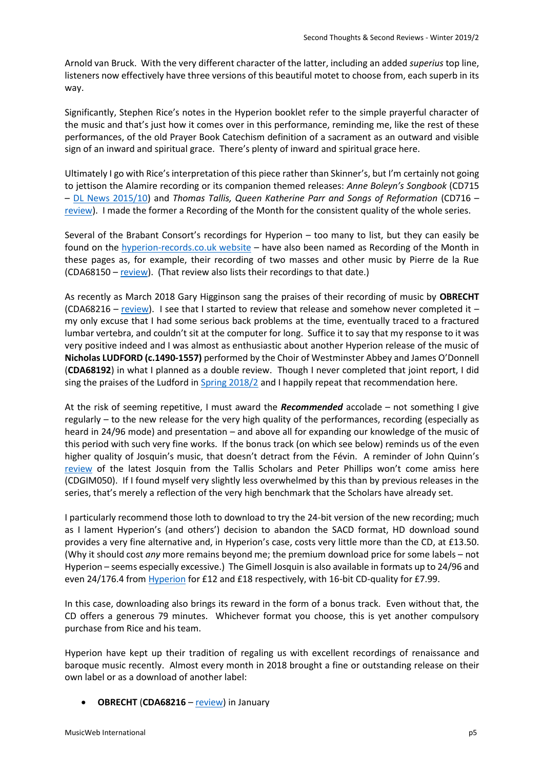Arnold van Bruck. With the very different character of the latter, including an added *superius* top line, listeners now effectively have three versions of this beautiful motet to choose from, each superb in its way.

Significantly, Stephen Rice's notes in the Hyperion booklet refer to the simple prayerful character of the music and that's just how it comes over in this performance, reminding me, like the rest of these performances, of the old Prayer Book Catechism definition of a sacrament as an outward and visible sign of an inward and spiritual grace. There's plenty of inward and spiritual grace here.

Ultimately I go with Rice's interpretation of this piece rather than Skinner's, but I'm certainly not going to jettison the Alamire recording or its companion themed releases: *Anne Boleyn's Songbook* (CD715 – DL News 2015/10) and *Thomas Tallis, Queen Katherine Parr and Songs of Reformation* (CD716 – review). I made the former a Recording of the Month for the consistent quality of the whole series.

Several of the Brabant Consort's recordings for Hyperion – too many to list, but they can easily be found on the hyperion-records.co.uk website – have also been named as Recording of the Month in these pages as, for example, their recording of two masses and other music by Pierre de la Rue (CDA68150 – review). (That review also lists their recordings to that date.)

As recently as March 2018 Gary Higginson sang the praises of their recording of music by **OBRECHT** (CDA68216 – review). I see that I started to review that release and somehow never completed it – my only excuse that I had some serious back problems at the time, eventually traced to a fractured lumbar vertebra, and couldn't sit at the computer for long. Suffice it to say that my response to it was very positive indeed and I was almost as enthusiastic about another Hyperion release of the music of **Nicholas LUDFORD (c.1490-1557)** performed by the Choir of Westminster Abbey and James O'Donnell (**CDA68192**) in what I planned as a double review. Though I never completed that joint report, I did sing the praises of the Ludford in Spring 2018/2 and I happily repeat that recommendation here.

At the risk of seeming repetitive, I must award the ***Recommended*** accolade – not something I give regularly – to the new release for the very high quality of the performances, recording (especially as heard in 24/96 mode) and presentation – and above all for expanding our knowledge of the music of this period with such very fine works. If the bonus track (on which see below) reminds us of the even higher quality of Josquin's music, that doesn't detract from the Févin. A reminder of John Quinn's review of the latest Josquin from the Tallis Scholars and Peter Phillips won't come amiss here (CDGIM050). If I found myself very slightly less overwhelmed by this than by previous releases in the series, that's merely a reflection of the very high benchmark that the Scholars have already set.

I particularly recommend those loth to download to try the 24-bit version of the new recording; much as I lament Hyperion's (and others') decision to abandon the SACD format, HD download sound provides a very fine alternative and, in Hyperion's case, costs very little more than the CD, at £13.50. (Why it should cost *any* more remains beyond me; the premium download price for some labels – not Hyperion – seems especially excessive.) The Gimell Josquin is also available in formats up to 24/96 and even 24/176.4 from Hyperion for £12 and £18 respectively, with 16-bit CD-quality for £7.99.

In this case, downloading also brings its reward in the form of a bonus track. Even without that, the CD offers a generous 79 minutes. Whichever format you choose, this is yet another compulsory purchase from Rice and his team.

Hyperion have kept up their tradition of regaling us with excellent recordings of renaissance and baroque music recently. Almost every month in 2018 brought a fine or outstanding release on their own label or as a download of another label:

- **OBRECHT** (**CDA68216** – review) in January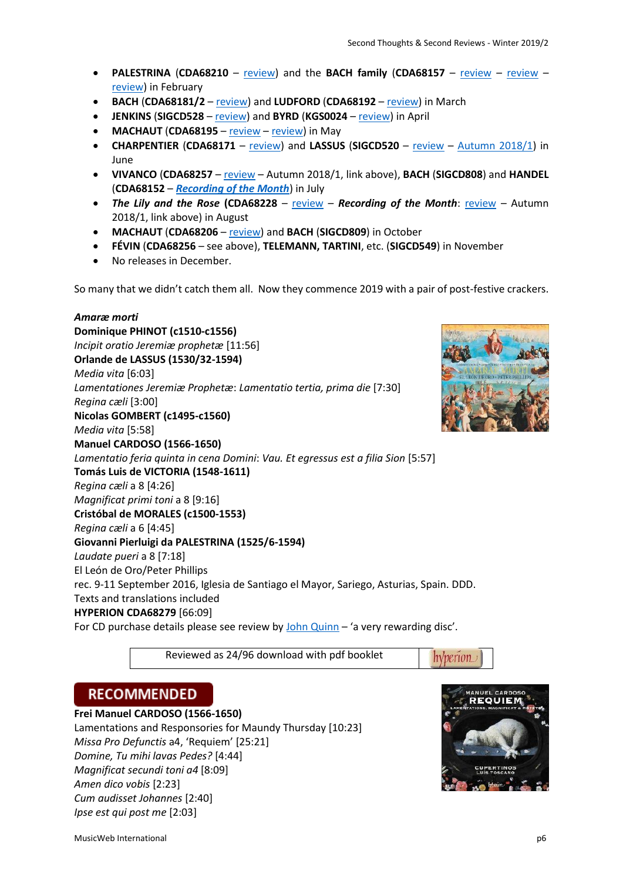- **PALESTRINA** (**CDA68210** – review) and the **BACH family** (**CDA68157** – review – review – review) in February
- **BACH** (**CDA68181/2** – review) and **LUDFORD** (**CDA68192** – review) in March
- **JENKINS** (**SIGCD528** – review) and **BYRD** (**KGS0024** – review) in April
- **MACHAUT** (**CDA68195** – review – review) in May
- **CHARPENTIER** (**CDA68171** – review) and **LASSUS** (**SIGCD520** – review – Autumn 2018/1) in June
- **VIVANCO** (**CDA68257** – review – Autumn 2018/1, link above), **BACH** (**SIGCD808**) and **HANDEL** (**CDA68152** – ***Recording of the Month***) in July
- ***The Lily and the Rose*** (**CDA68228** – review – ***Recording of the Month***: review – Autumn 2018/1, link above) in August
- **MACHAUT** (**CDA68206** – review) and **BACH** (**SIGCD809**) in October
- **FÉVIN** (**CDA68256** – see above), **TELEMANN, TARTINI**, etc. (**SIGCD549**) in November
- No releases in December.

So many that we didn't catch them all. Now they commence 2019 with a pair of post-festive crackers.

***Amaræ morti***
**Dominique PHINOT (c1510-c1556)**
*Incipit oratio Jeremiæ prophetæ* [11:56]
**Orlande de LASSUS (1530/32-1594)**
*Media vita* [6:03]
*Lamentationes Jeremiæ Prophetæ*: *Lamentatio tertia, prima die* [7:30]
*Regina cæli* [3:00]
**Nicolas GOMBERT (c1495-c1560)**
*Media vita* [5:58]
**Manuel CARDOSO (1566-1650)**
*Lamentatio feria quinta in cena Domini*: *Vau. Et egressus est a filia Sion* [5:57]
**Tomás Luis de VICTORIA (1548-1611)**
*Regina cæli* a 8 [4:26]
*Magnificat primi toni* a 8 [9:16]
**Cristóbal de MORALES (c1500-1553)**
*Regina cæli* a 6 [4:45]
**Giovanni Pierluigi da PALESTRINA (1525/6-1594)**
*Laudate pueri* a 8 [7:18]
El León de Oro/Peter Phillips
rec. 9-11 September 2016, Iglesia de Santiago el Mayor, Sariego, Asturias, Spain. DDD.
Texts and translations included
**HYPERION CDA68279** [66:09]
For CD purchase details please see review by John Quinn – 'a very rewarding disc'.

| Reviewed as 24/96 download with pdf booklet | hyperion |
| --- | --- |

**RECOMMENDED**

**Frei Manuel CARDOSO (1566-1650)**
Lamentations and Responsories for Maundy Thursday [10:23]
*Missa Pro Defunctis* a4, 'Requiem' [25:21]
*Domine, Tu mihi lavas Pedes?* [4:44]
*Magnificat secundi toni a4* [8:09]
*Amen dico vobis* [2:23]
*Cum audisset Johannes* [2:40]
*Ipse est qui post me* [2:03]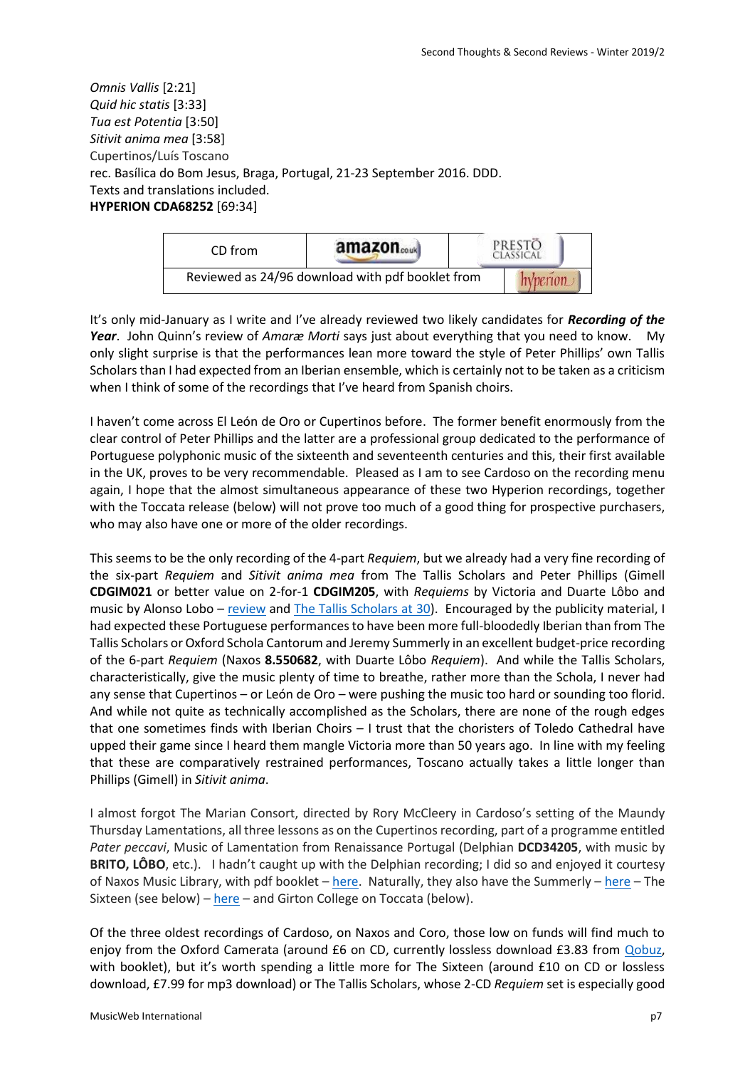*Omnis Vallis* [2:21]
*Quid hic statis* [3:33]
*Tua est Potentia* [3:50]
*Sitivit anima mea* [3:58]
Cupertinos/Luís Toscano
rec. Basílica do Bom Jesus, Braga, Portugal, 21-23 September 2016. DDD.
Texts and translations included.
**HYPERION CDA68252** [69:34]

| CD from | amazon.co.uk | PRESTO CLASSICAL |
|---|---|---|
| Reviewed as 24/96 download with pdf booklet from | | hyperion |

It's only mid-January as I write and I've already reviewed two likely candidates for ***Recording of the Year***. John Quinn's review of *Amaræ Morti* says just about everything that you need to know. My only slight surprise is that the performances lean more toward the style of Peter Phillips' own Tallis Scholars than I had expected from an Iberian ensemble, which is certainly not to be taken as a criticism when I think of some of the recordings that I've heard from Spanish choirs.

I haven't come across El León de Oro or Cupertinos before. The former benefit enormously from the clear control of Peter Phillips and the latter are a professional group dedicated to the performance of Portuguese polyphonic music of the sixteenth and seventeenth centuries and this, their first available in the UK, proves to be very recommendable. Pleased as I am to see Cardoso on the recording menu again, I hope that the almost simultaneous appearance of these two Hyperion recordings, together with the Toccata release (below) will not prove too much of a good thing for prospective purchasers, who may also have one or more of the older recordings.

This seems to be the only recording of the 4-part *Requiem*, but we already had a very fine recording of the six-part *Requiem* and *Sitivit anima mea* from The Tallis Scholars and Peter Phillips (Gimell **CDGIM021** or better value on 2-for-1 **CDGIM205**, with *Requiems* by Victoria and Duarte Lôbo and music by Alonso Lobo – review and The Tallis Scholars at 30). Encouraged by the publicity material, I had expected these Portuguese performances to have been more full-bloodedly Iberian than from The Tallis Scholars or Oxford Schola Cantorum and Jeremy Summerly in an excellent budget-price recording of the 6-part *Requiem* (Naxos **8.550682**, with Duarte Lôbo *Requiem*). And while the Tallis Scholars, characteristically, give the music plenty of time to breathe, rather more than the Schola, I never had any sense that Cupertinos – or León de Oro – were pushing the music too hard or sounding too florid. And while not quite as technically accomplished as the Scholars, there are none of the rough edges that one sometimes finds with Iberian Choirs – I trust that the choristers of Toledo Cathedral have upped their game since I heard them mangle Victoria more than 50 years ago. In line with my feeling that these are comparatively restrained performances, Toscano actually takes a little longer than Phillips (Gimell) in *Sitivit anima*.

I almost forgot The Marian Consort, directed by Rory McCleery in Cardoso's setting of the Maundy Thursday Lamentations, all three lessons as on the Cupertinos recording, part of a programme entitled *Pater peccavi*, Music of Lamentation from Renaissance Portugal (Delphian **DCD34205**, with music by **BRITO, LÔBO**, etc.). I hadn't caught up with the Delphian recording; I did so and enjoyed it courtesy of Naxos Music Library, with pdf booklet – here. Naturally, they also have the Summerly – here – The Sixteen (see below) – here – and Girton College on Toccata (below).

Of the three oldest recordings of Cardoso, on Naxos and Coro, those low on funds will find much to enjoy from the Oxford Camerata (around £6 on CD, currently lossless download £3.83 from Qobuz, with booklet), but it's worth spending a little more for The Sixteen (around £10 on CD or lossless download, £7.99 for mp3 download) or The Tallis Scholars, whose 2-CD *Requiem* set is especially good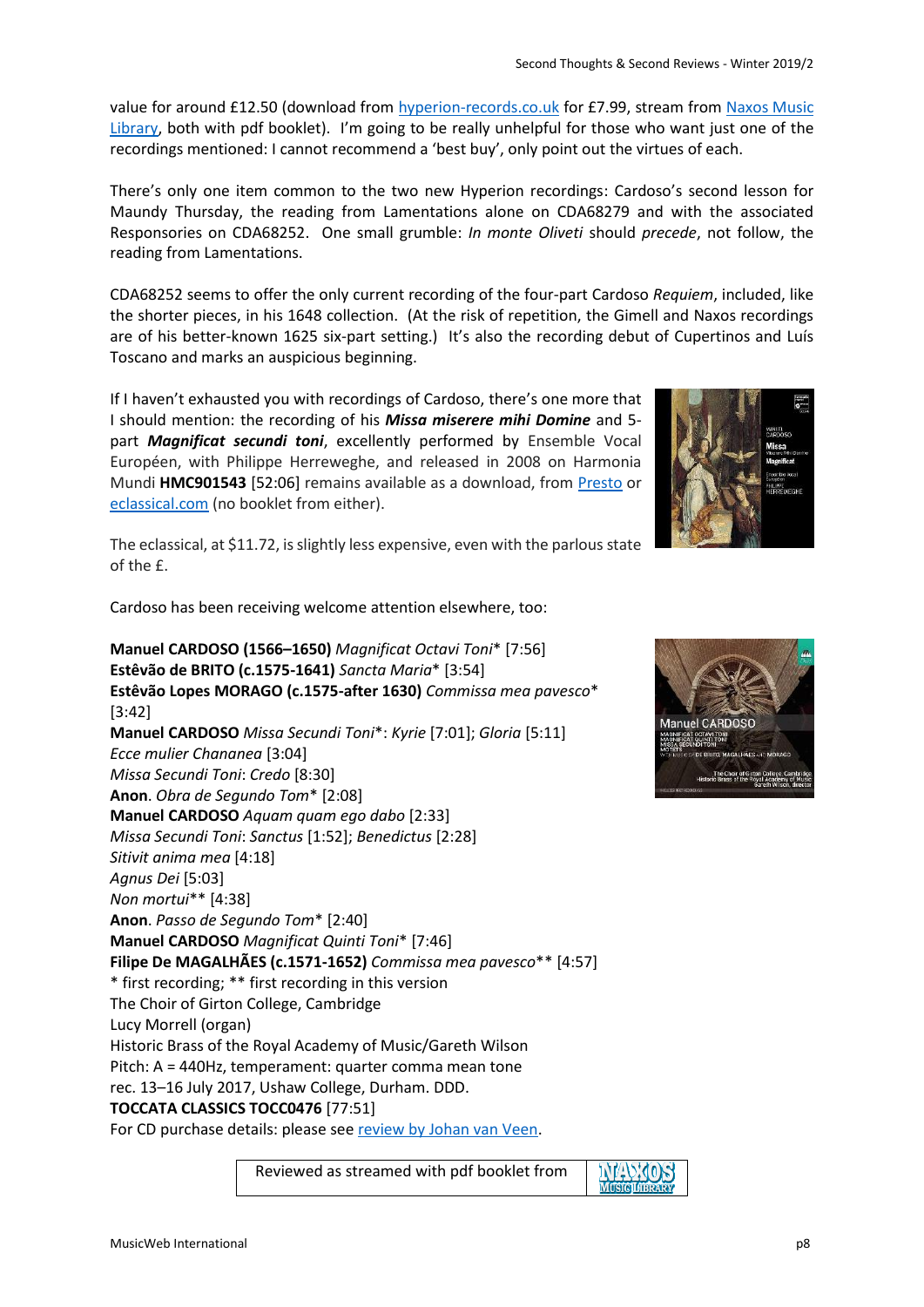value for around £12.50 (download from [hyperion-records.co.uk](hyperion-records.co.uk) for £7.99, stream from [Naxos Music Library](Naxos Music Library), both with pdf booklet). I'm going to be really unhelpful for those who want just one of the recordings mentioned: I cannot recommend a 'best buy', only point out the virtues of each.

There's only one item common to the two new Hyperion recordings: Cardoso's second lesson for Maundy Thursday, the reading from Lamentations alone on CDA68279 and with the associated Responsories on CDA68252. One small grumble: *In monte Oliveti* should *precede*, not follow, the reading from Lamentations.

CDA68252 seems to offer the only current recording of the four-part Cardoso *Requiem*, included, like the shorter pieces, in his 1648 collection. (At the risk of repetition, the Gimell and Naxos recordings are of his better-known 1625 six-part setting.) It's also the recording debut of Cupertinos and Luís Toscano and marks an auspicious beginning.

If I haven't exhausted you with recordings of Cardoso, there's one more that I should mention: the recording of his ***Missa miserere mihi Domine*** and 5-part ***Magnificat secundi toni***, excellently performed by Ensemble Vocal Européen, with Philippe Herreweghe, and released in 2008 on Harmonia Mundi **HMC901543** [52:06] remains available as a download, from Presto or eclassical.com (no booklet from either).

The eclassical, at $11.72, is slightly less expensive, even with the parlous state of the £.

Cardoso has been receiving welcome attention elsewhere, too:

**Manuel CARDOSO (1566–1650)** *Magnificat Octavi Toni** [7:56]
**Estêvão de BRITO (c.1575-1641)** *Sancta Maria** [3:54]
**Estêvão Lopes MORAGO (c.1575-after 1630)** *Commissa mea pavesco** [3:42]
**Manuel CARDOSO** *Missa Secundi Toni**: *Kyrie* [7:01]; *Gloria* [5:11]
*Ecce mulier Chananea* [3:04]
*Missa Secundi Toni*: *Credo* [8:30]
**Anon**. *Obra de Segundo Tom** [2:08]
**Manuel CARDOSO** *Aquam quam ego dabo* [2:33]
*Missa Secundi Toni*: *Sanctus* [1:52]; *Benedictus* [2:28]
*Sitivit anima mea* [4:18]
*Agnus Dei* [5:03]
*Non mortui*** [4:38]
**Anon**. *Passo de Segundo Tom** [2:40]
**Manuel CARDOSO** *Magnificat Quinti Toni** [7:46]
**Filipe De MAGALHÃES (c.1571-1652)** *Commissa mea pavesco*** [4:57]
\* first recording; ** first recording in this version
The Choir of Girton College, Cambridge
Lucy Morrell (organ)
Historic Brass of the Royal Academy of Music/Gareth Wilson
Pitch: A = 440Hz, temperament: quarter comma mean tone
rec. 13–16 July 2017, Ushaw College, Durham. DDD.
**TOCCATA CLASSICS TOCC0476** [77:51]
For CD purchase details: please see review by Johan van Veen.

Reviewed as streamed with pdf booklet from Naxos Music Library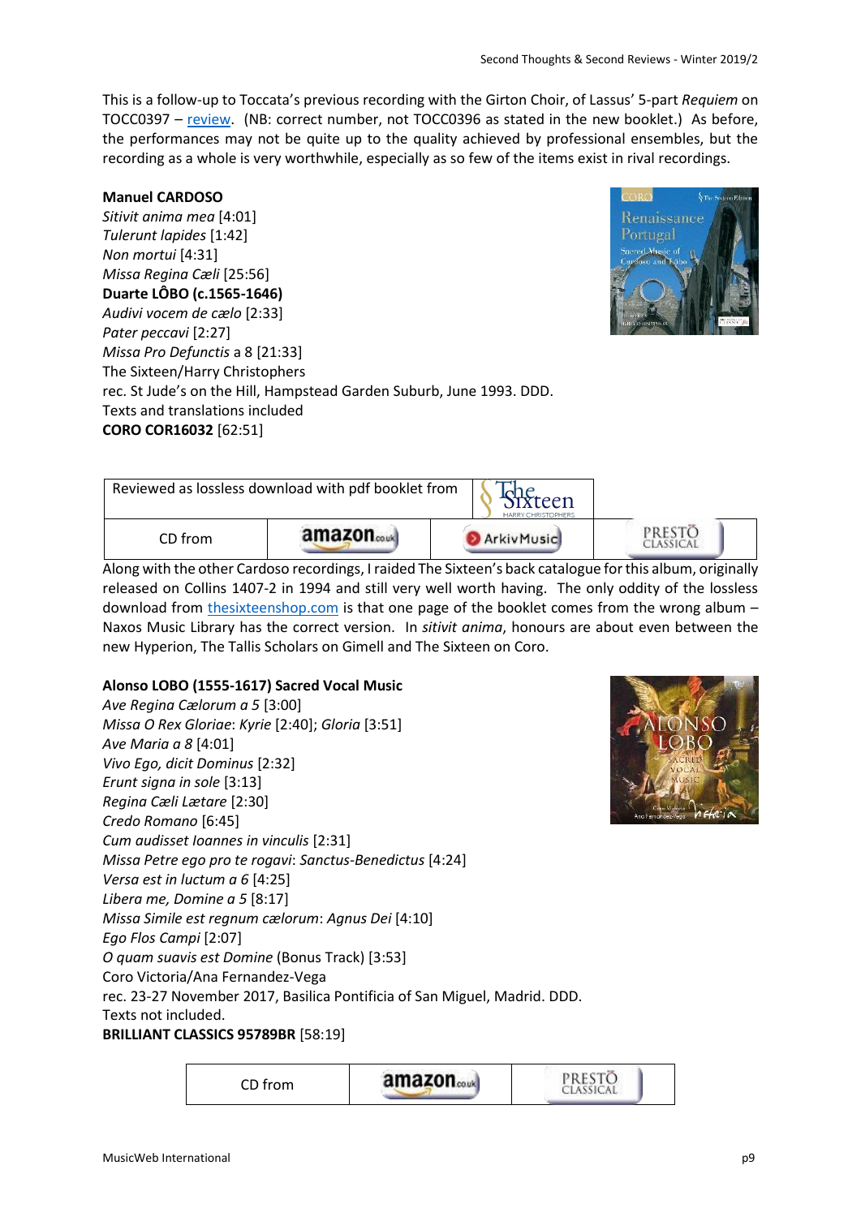This is a follow-up to Toccata's previous recording with the Girton Choir, of Lassus' 5-part *Requiem* on TOCC0397 – review. (NB: correct number, not TOCC0396 as stated in the new booklet.) As before, the performances may not be quite up to the quality achieved by professional ensembles, but the recording as a whole is very worthwhile, especially as so few of the items exist in rival recordings.

**Manuel CARDOSO**
*Sitivit anima mea* [4:01]
*Tulerunt lapides* [1:42]
*Non mortui* [4:31]
*Missa Regina Cæli* [25:56]
**Duarte LÔBO (c.1565-1646)**
*Audivi vocem de cælo* [2:33]
*Pater peccavi* [2:27]
*Missa Pro Defunctis* a 8 [21:33]
The Sixteen/Harry Christophers
rec. St Jude's on the Hill, Hampstead Garden Suburb, June 1993. DDD.
Texts and translations included
**CORO COR16032** [62:51]

| Reviewed as lossless download with pdf booklet from | | The Sixteen | |
|---|---|---|---|
| CD from | amazon.co.uk | ArkivMusic | PRESTO CLASSICAL |

Along with the other Cardoso recordings, I raided The Sixteen's back catalogue for this album, originally released on Collins 1407-2 in 1994 and still very well worth having. The only oddity of the lossless download from thesixteenshop.com is that one page of the booklet comes from the wrong album – Naxos Music Library has the correct version. In *sitivit anima*, honours are about even between the new Hyperion, The Tallis Scholars on Gimell and The Sixteen on Coro.

**Alonso LOBO (1555-1617) Sacred Vocal Music**
*Ave Regina Cælorum a 5* [3:00]
*Missa O Rex Gloriae*: *Kyrie* [2:40]; *Gloria* [3:51]
*Ave Maria a 8* [4:01]
*Vivo Ego, dicit Dominus* [2:32]
*Erunt signa in sole* [3:13]
*Regina Cæli Lætare* [2:30]
*Credo Romano* [6:45]
*Cum audisset Ioannes in vinculis* [2:31]
*Missa Petre ego pro te rogavi*: *Sanctus-Benedictus* [4:24]
*Versa est in luctum a 6* [4:25]
*Libera me, Domine a 5* [8:17]
*Missa Simile est regnum cælorum*: *Agnus Dei* [4:10]
*Ego Flos Campi* [2:07]
*O quam suavis est Domine* (Bonus Track) [3:53]
Coro Victoria/Ana Fernandez-Vega
rec. 23-27 November 2017, Basilica Pontificia of San Miguel, Madrid. DDD.
Texts not included.
**BRILLIANT CLASSICS 95789BR** [58:19]

| CD from | amazon.co.uk | PRESTO CLASSICAL |
|---|---|---|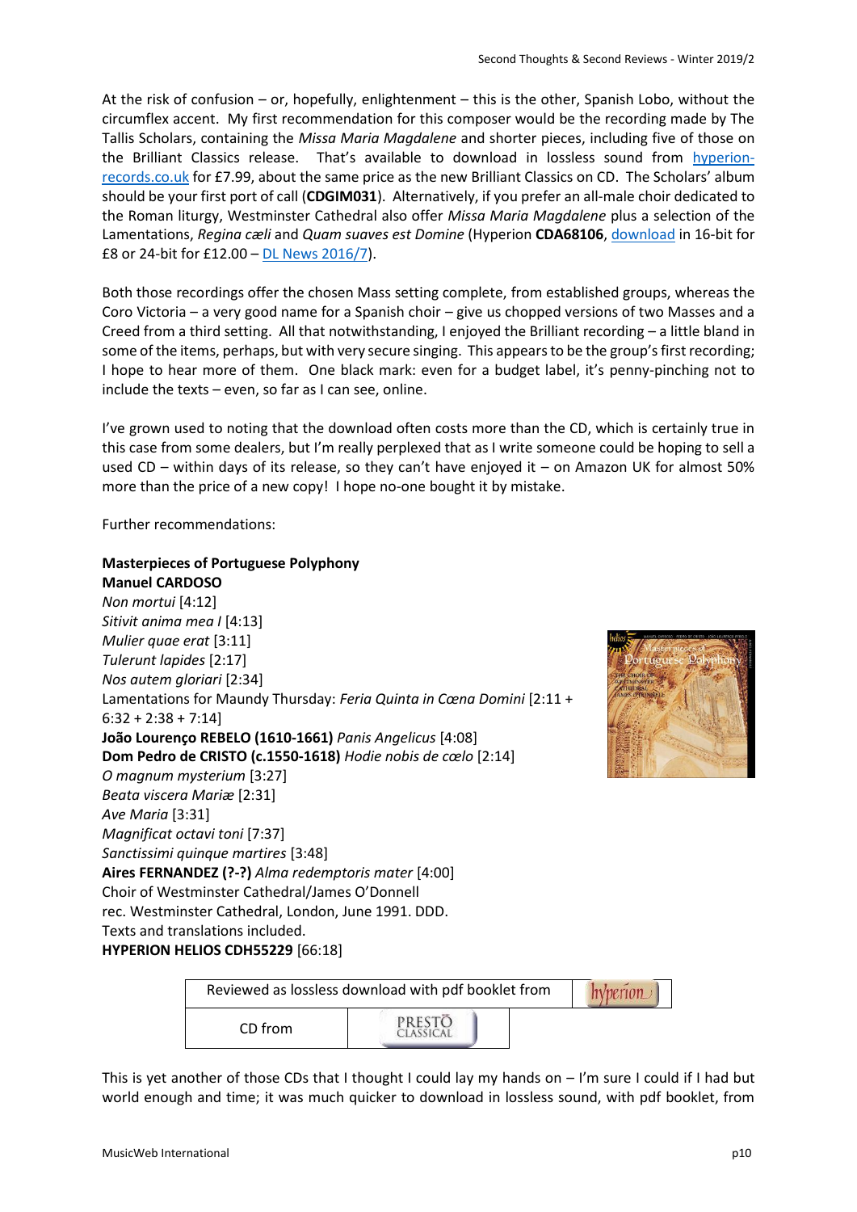At the risk of confusion – or, hopefully, enlightenment – this is the other, Spanish Lobo, without the circumflex accent. My first recommendation for this composer would be the recording made by The Tallis Scholars, containing the *Missa Maria Magdalene* and shorter pieces, including five of those on the Brilliant Classics release. That's available to download in lossless sound from hyperion-records.co.uk for £7.99, about the same price as the new Brilliant Classics on CD. The Scholars' album should be your first port of call (**CDGIM031**). Alternatively, if you prefer an all-male choir dedicated to the Roman liturgy, Westminster Cathedral also offer *Missa Maria Magdalene* plus a selection of the Lamentations, *Regina cæli* and *Quam suaves est Domine* (Hyperion **CDA68106**, download in 16-bit for £8 or 24-bit for £12.00 – DL News 2016/7).

Both those recordings offer the chosen Mass setting complete, from established groups, whereas the Coro Victoria – a very good name for a Spanish choir – give us chopped versions of two Masses and a Creed from a third setting. All that notwithstanding, I enjoyed the Brilliant recording – a little bland in some of the items, perhaps, but with very secure singing. This appears to be the group's first recording; I hope to hear more of them. One black mark: even for a budget label, it's penny-pinching not to include the texts – even, so far as I can see, online.

I've grown used to noting that the download often costs more than the CD, which is certainly true in this case from some dealers, but I'm really perplexed that as I write someone could be hoping to sell a used CD – within days of its release, so they can't have enjoyed it – on Amazon UK for almost 50% more than the price of a new copy! I hope no-one bought it by mistake.

Further recommendations:

**Masterpieces of Portuguese Polyphony**
**Manuel CARDOSO**
*Non mortui* [4:12]
*Sitivit anima mea I* [4:13]
*Mulier quae erat* [3:11]
*Tulerunt lapides* [2:17]
*Nos autem gloriari* [2:34]
Lamentations for Maundy Thursday: *Feria Quinta in Cœna Domini* [2:11 + 6:32 + 2:38 + 7:14]
**João Lourenço REBELO (1610-1661)** *Panis Angelicus* [4:08]
**Dom Pedro de CRISTO (c.1550-1618)** *Hodie nobis de cœlo* [2:14]
*O magnum mysterium* [3:27]
*Beata viscera Mariæ* [2:31]
*Ave Maria* [3:31]
*Magnificat octavi toni* [7:37]
*Sanctissimi quinque martires* [3:48]
**Aires FERNANDEZ (?-?)** *Alma redemptoris mater* [4:00]
Choir of Westminster Cathedral/James O'Donnell
rec. Westminster Cathedral, London, June 1991. DDD.
Texts and translations included.
**HYPERION HELIOS CDH55229** [66:18]

| Reviewed as lossless download with pdf booklet from | Hyperion |
|---|---|
| CD from | Presto Classical |

This is yet another of those CDs that I thought I could lay my hands on – I'm sure I could if I had but world enough and time; it was much quicker to download in lossless sound, with pdf booklet, from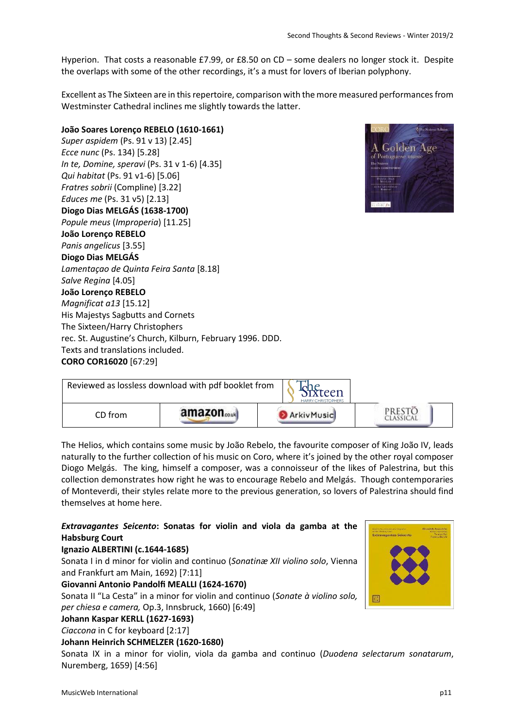Hyperion. That costs a reasonable £7.99, or £8.50 on CD – some dealers no longer stock it. Despite the overlaps with some of the other recordings, it's a must for lovers of Iberian polyphony.

Excellent as The Sixteen are in this repertoire, comparison with the more measured performances from Westminster Cathedral inclines me slightly towards the latter.

**João Soares Lorenço REBELO (1610-1661)**
*Super aspidem* (Ps. 91 v 13) [2.45]
*Ecce nunc* (Ps. 134) [5.28]
*In te, Domine, speravi* (Ps. 31 v 1-6) [4.35]
*Qui habitat* (Ps. 91 v1-6) [5.06]
*Fratres sobrii* (Compline) [3.22]
*Educes me* (Ps. 31 v5) [2.13]
**Diogo Dias MELGÁS (1638-1700)**
*Popule meus* (*Improperia*) [11.25]
**João Lorenço REBELO**
*Panis angelicus* [3.55]
**Diogo Dias MELGÁS**
*Lamentaçao de Quinta Feira Santa* [8.18]
*Salve Regina* [4.05]
**João Lorenço REBELO**
*Magnificat a13* [15.12]
His Majestys Sagbutts and Cornets
The Sixteen/Harry Christophers
rec. St. Augustine's Church, Kilburn, February 1996. DDD.
Texts and translations included.
**CORO COR16020** [67:29]

| Reviewed as lossless download with pdf booklet from | | The Sixteen | |
|---|---|---|---|
| CD from | amazon.co.uk | ArkivMusic | PRESTO CLASSICAL |

The Helios, which contains some music by João Rebelo, the favourite composer of King João IV, leads naturally to the further collection of his music on Coro, where it's joined by the other royal composer Diogo Melgás. The king, himself a composer, was a connoisseur of the likes of Palestrina, but this collection demonstrates how right he was to encourage Rebelo and Melgás. Though contemporaries of Monteverdi, their styles relate more to the previous generation, so lovers of Palestrina should find themselves at home here.

***Extravagantes Seicento*: Sonatas for violin and viola da gamba at the Habsburg Court**
**Ignazio ALBERTINI (c.1644-1685)**
Sonata I in d minor for violin and continuo (*Sonatinæ XII violino solo*, Vienna and Frankfurt am Main, 1692) [7:11]
**Giovanni Antonio Pandolfi MEALLI (1624-1670)**
Sonata II "La Cesta" in a minor for violin and continuo (*Sonate à violino solo, per chiesa e camera,* Op.3, Innsbruck, 1660) [6:49]
**Johann Kaspar KERLL (1627-1693)**
*Ciaccona* in C for keyboard [2:17]
**Johann Heinrich SCHMELZER (1620-1680)**
Sonata IX in a minor for violin, viola da gamba and continuo (*Duodena selectarum sonatarum*, Nuremberg, 1659) [4:56]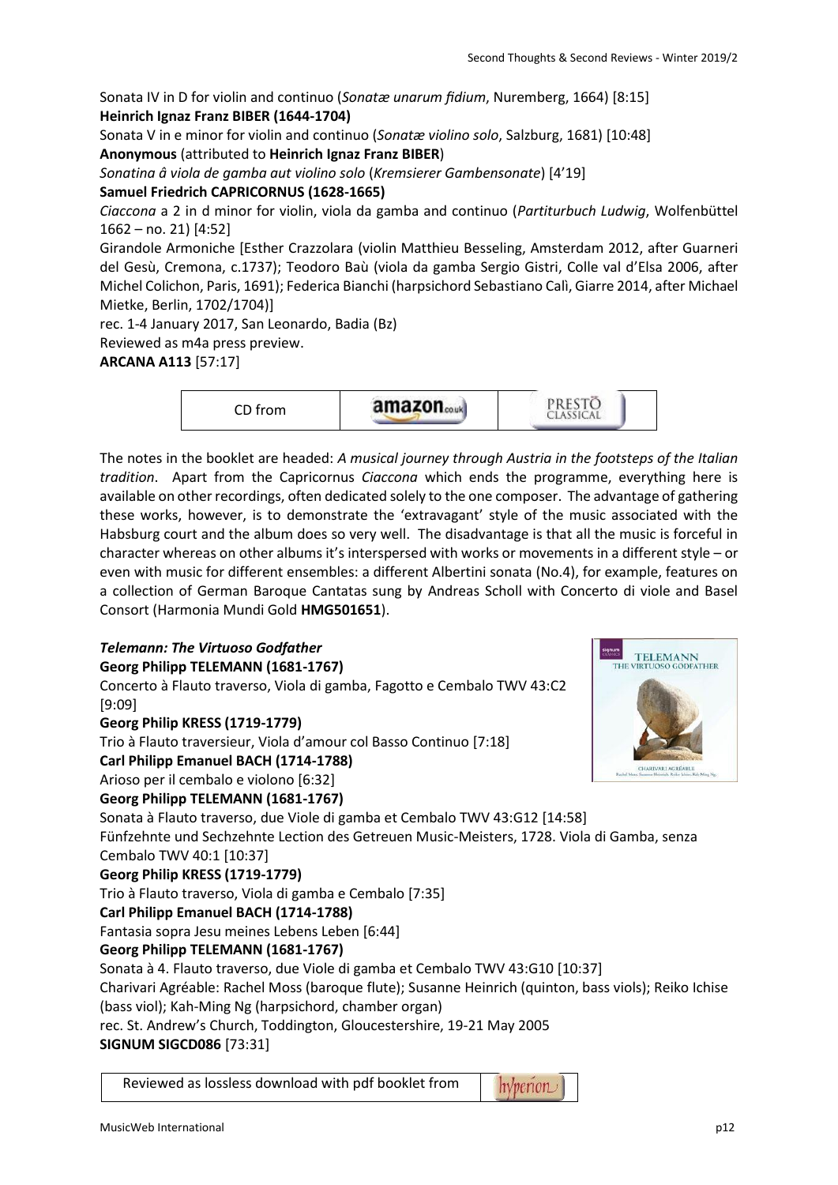Sonata IV in D for violin and continuo (*Sonatæ unarum fidium*, Nuremberg, 1664) [8:15]
**Heinrich Ignaz Franz BIBER (1644-1704)**
Sonata V in e minor for violin and continuo (*Sonatæ violino solo*, Salzburg, 1681) [10:48]
**Anonymous** (attributed to **Heinrich Ignaz Franz BIBER**)
*Sonatina â viola de gamba aut violino solo* (*Kremsierer Gambensonate*) [4'19]
**Samuel Friedrich CAPRICORNUS (1628-1665)**
*Ciaccona* a 2 in d minor for violin, viola da gamba and continuo (*Partiturbuch Ludwig*, Wolfenbüttel 1662 – no. 21) [4:52]
Girandole Armoniche [Esther Crazzolara (violin Matthieu Besseling, Amsterdam 2012, after Guarneri del Gesù, Cremona, c.1737); Teodoro Baù (viola da gamba Sergio Gistri, Colle val d'Elsa 2006, after Michel Colichon, Paris, 1691); Federica Bianchi (harpsichord Sebastiano Calì, Giarre 2014, after Michael Mietke, Berlin, 1702/1704)]
rec. 1-4 January 2017, San Leonardo, Badia (Bz)
Reviewed as m4a press preview.
**ARCANA A113** [57:17]

| CD from | amazon.co.uk | PRESTO CLASSICAL |
|---|---|---|

The notes in the booklet are headed: *A musical journey through Austria in the footsteps of the Italian tradition*. Apart from the Capricornus *Ciaccona* which ends the programme, everything here is available on other recordings, often dedicated solely to the one composer. The advantage of gathering these works, however, is to demonstrate the 'extravagant' style of the music associated with the Habsburg court and the album does so very well. The disadvantage is that all the music is forceful in character whereas on other albums it's interspersed with works or movements in a different style – or even with music for different ensembles: a different Albertini sonata (No.4), for example, features on a collection of German Baroque Cantatas sung by Andreas Scholl with Concerto di viole and Basel Consort (Harmonia Mundi Gold **HMG501651**).

***Telemann: The Virtuoso Godfather***
**Georg Philipp TELEMANN (1681-1767)**
Concerto à Flauto traverso, Viola di gamba, Fagotto e Cembalo TWV 43:C2 [9:09]
**Georg Philip KRESS (1719-1779)**
Trio à Flauto traversieur, Viola d'amour col Basso Continuo [7:18]
**Carl Philipp Emanuel BACH (1714-1788)**
Arioso per il cembalo e violono [6:32]
**Georg Philipp TELEMANN (1681-1767)**
Sonata à Flauto traverso, due Viole di gamba et Cembalo TWV 43:G12 [14:58]
Fünfzehnte und Sechzehnte Lection des Getreuen Music-Meisters, 1728. Viola di Gamba, senza Cembalo TWV 40:1 [10:37]
**Georg Philip KRESS (1719-1779)**
Trio à Flauto traverso, Viola di gamba e Cembalo [7:35]
**Carl Philipp Emanuel BACH (1714-1788)**
Fantasia sopra Jesu meines Lebens Leben [6:44]
**Georg Philipp TELEMANN (1681-1767)**
Sonata à 4. Flauto traverso, due Viole di gamba et Cembalo TWV 43:G10 [10:37]
Charivari Agréable: Rachel Moss (baroque flute); Susanne Heinrich (quinton, bass viols); Reiko Ichise (bass viol); Kah-Ming Ng (harpsichord, chamber organ)
rec. St. Andrew's Church, Toddington, Gloucestershire, 19-21 May 2005
**SIGNUM SIGCD086** [73:31]

| Reviewed as lossless download with pdf booklet from | hyperion |
|---|---|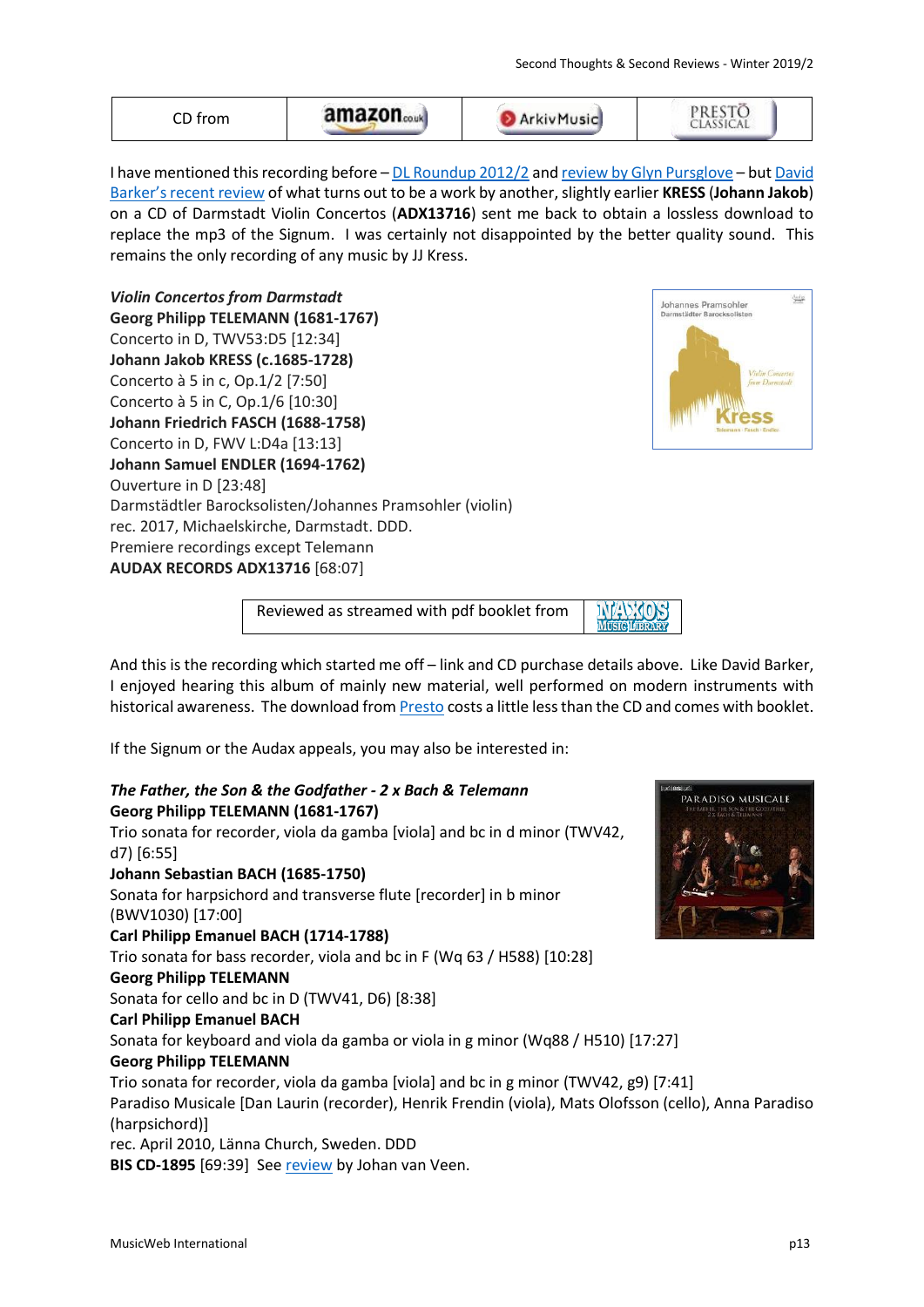| CD from | amazon.co.uk | ArkivMusic | PRESTO CLASSICAL |
|---|---|---|---|

I have mentioned this recording before – DL Roundup 2012/2 and review by Glyn Pursglove – but David Barker's recent review of what turns out to be a work by another, slightly earlier **KRESS** (**Johann Jakob**) on a CD of Darmstadt Violin Concertos (**ADX13716**) sent me back to obtain a lossless download to replace the mp3 of the Signum. I was certainly not disappointed by the better quality sound. This remains the only recording of any music by JJ Kress.

***Violin Concertos from Darmstadt***
**Georg Philipp TELEMANN (1681-1767)**
Concerto in D, TWV53:D5 [12:34]
**Johann Jakob KRESS (c.1685-1728)**
Concerto à 5 in c, Op.1/2 [7:50]
Concerto à 5 in C, Op.1/6 [10:30]
**Johann Friedrich FASCH (1688-1758)**
Concerto in D, FWV L:D4a [13:13]
**Johann Samuel ENDLER (1694-1762)**
Ouverture in D [23:48]
Darmstädtler Barocksolisten/Johannes Pramsohler (violin)
rec. 2017, Michaelskirche, Darmstadt. DDD.
Premiere recordings except Telemann
**AUDAX RECORDS ADX13716** [68:07]

| Reviewed as streamed with pdf booklet from | NAXOS MUSIC LIBRARY |
|---|---|

And this is the recording which started me off – link and CD purchase details above. Like David Barker, I enjoyed hearing this album of mainly new material, well performed on modern instruments with historical awareness. The download from Presto costs a little less than the CD and comes with booklet.

If the Signum or the Audax appeals, you may also be interested in:

***The Father, the Son & the Godfather - 2 x Bach & Telemann***
**Georg Philipp TELEMANN (1681-1767)**
Trio sonata for recorder, viola da gamba [viola] and bc in d minor (TWV42, d7) [6:55]
**Johann Sebastian BACH (1685-1750)**
Sonata for harpsichord and transverse flute [recorder] in b minor (BWV1030) [17:00]
**Carl Philipp Emanuel BACH (1714-1788)**
Trio sonata for bass recorder, viola and bc in F (Wq 63 / H588) [10:28]
**Georg Philipp TELEMANN**
Sonata for cello and bc in D (TWV41, D6) [8:38]
**Carl Philipp Emanuel BACH**
Sonata for keyboard and viola da gamba or viola in g minor (Wq88 / H510) [17:27]
**Georg Philipp TELEMANN**
Trio sonata for recorder, viola da gamba [viola] and bc in g minor (TWV42, g9) [7:41]
Paradiso Musicale [Dan Laurin (recorder), Henrik Frendin (viola), Mats Olofsson (cello), Anna Paradiso (harpsichord)]
rec. April 2010, Länna Church, Sweden. DDD
**BIS CD-1895** [69:39] See review by Johan van Veen.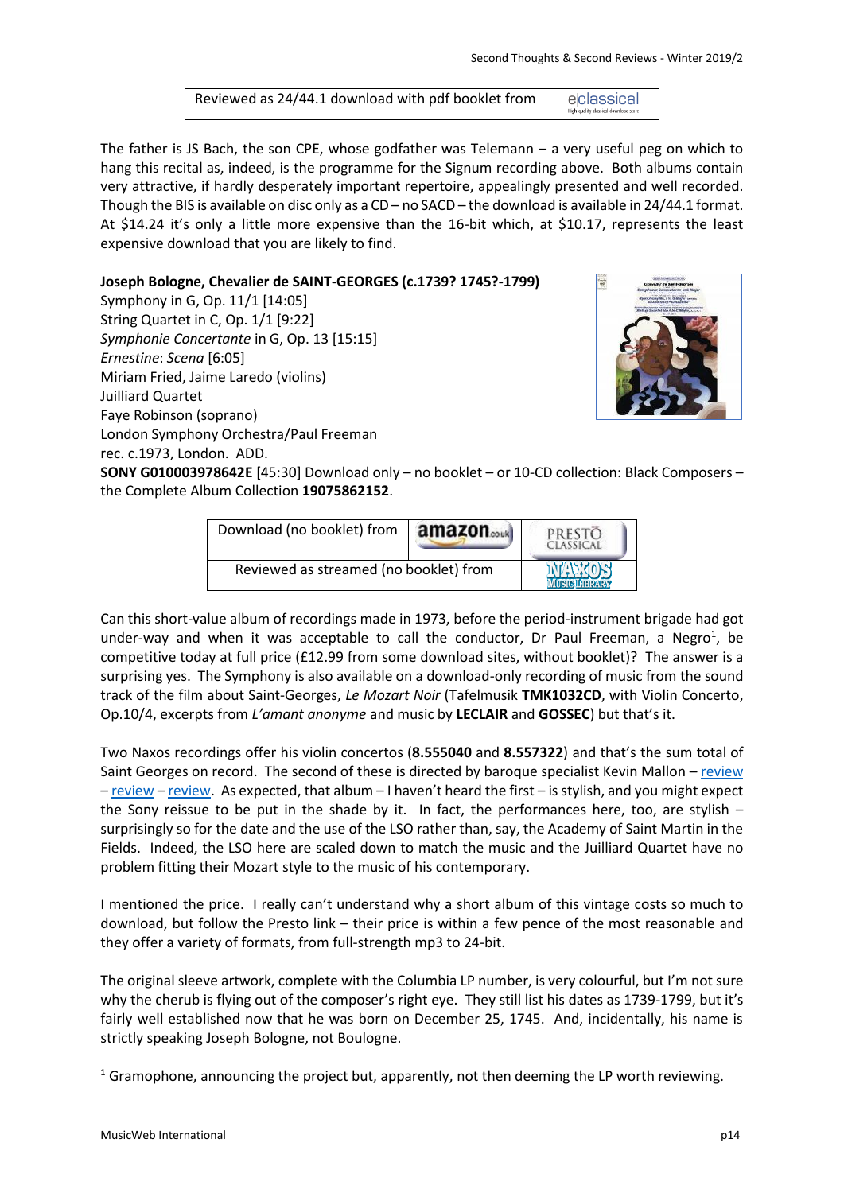| Reviewed as 24/44.1 download with pdf booklet from | eclassical |
|---|---|

The father is JS Bach, the son CPE, whose godfather was Telemann – a very useful peg on which to hang this recital as, indeed, is the programme for the Signum recording above. Both albums contain very attractive, if hardly desperately important repertoire, appealingly presented and well recorded. Though the BIS is available on disc only as a CD – no SACD – the download is available in 24/44.1 format. At $14.24 it's only a little more expensive than the 16-bit which, at $10.17, represents the least expensive download that you are likely to find.

**Joseph Bologne, Chevalier de SAINT-GEORGES (c.1739? 1745?-1799)**
Symphony in G, Op. 11/1 [14:05]
String Quartet in C, Op. 1/1 [9:22]
*Symphonie Concertante* in G, Op. 13 [15:15]
*Ernestine*: *Scena* [6:05]
Miriam Fried, Jaime Laredo (violins)
Juilliard Quartet
Faye Robinson (soprano)
London Symphony Orchestra/Paul Freeman
rec. c.1973, London. ADD.
**SONY G010003978642E** [45:30] Download only – no booklet – or 10-CD collection: Black Composers – the Complete Album Collection **19075862152**.

| Download (no booklet) from | amazon.co.uk | PRESTO CLASSICAL |
|---|---|---|
| Reviewed as streamed (no booklet) from | | NAXOS MUSIC LIBRARY |

Can this short-value album of recordings made in 1973, before the period-instrument brigade had got under-way and when it was acceptable to call the conductor, Dr Paul Freeman, a Negro[1], be competitive today at full price (£12.99 from some download sites, without booklet)? The answer is a surprising yes. The Symphony is also available on a download-only recording of music from the sound track of the film about Saint-Georges, *Le Mozart Noir* (Tafelmusik **TMK1032CD**, with Violin Concerto, Op.10/4, excerpts from *L'amant anonyme* and music by **LECLAIR** and **GOSSEC**) but that's it.

Two Naxos recordings offer his violin concertos (**8.555040** and **8.557322**) and that's the sum total of Saint Georges on record. The second of these is directed by baroque specialist Kevin Mallon – review – review – review. As expected, that album – I haven't heard the first – is stylish, and you might expect the Sony reissue to be put in the shade by it. In fact, the performances here, too, are stylish – surprisingly so for the date and the use of the LSO rather than, say, the Academy of Saint Martin in the Fields. Indeed, the LSO here are scaled down to match the music and the Juilliard Quartet have no problem fitting their Mozart style to the music of his contemporary.

I mentioned the price. I really can't understand why a short album of this vintage costs so much to download, but follow the Presto link – their price is within a few pence of the most reasonable and they offer a variety of formats, from full-strength mp3 to 24-bit.

The original sleeve artwork, complete with the Columbia LP number, is very colourful, but I'm not sure why the cherub is flying out of the composer's right eye. They still list his dates as 1739-1799, but it's fairly well established now that he was born on December 25, 1745. And, incidentally, his name is strictly speaking Joseph Bologne, not Boulogne.

[1] Gramophone, announcing the project but, apparently, not then deeming the LP worth reviewing.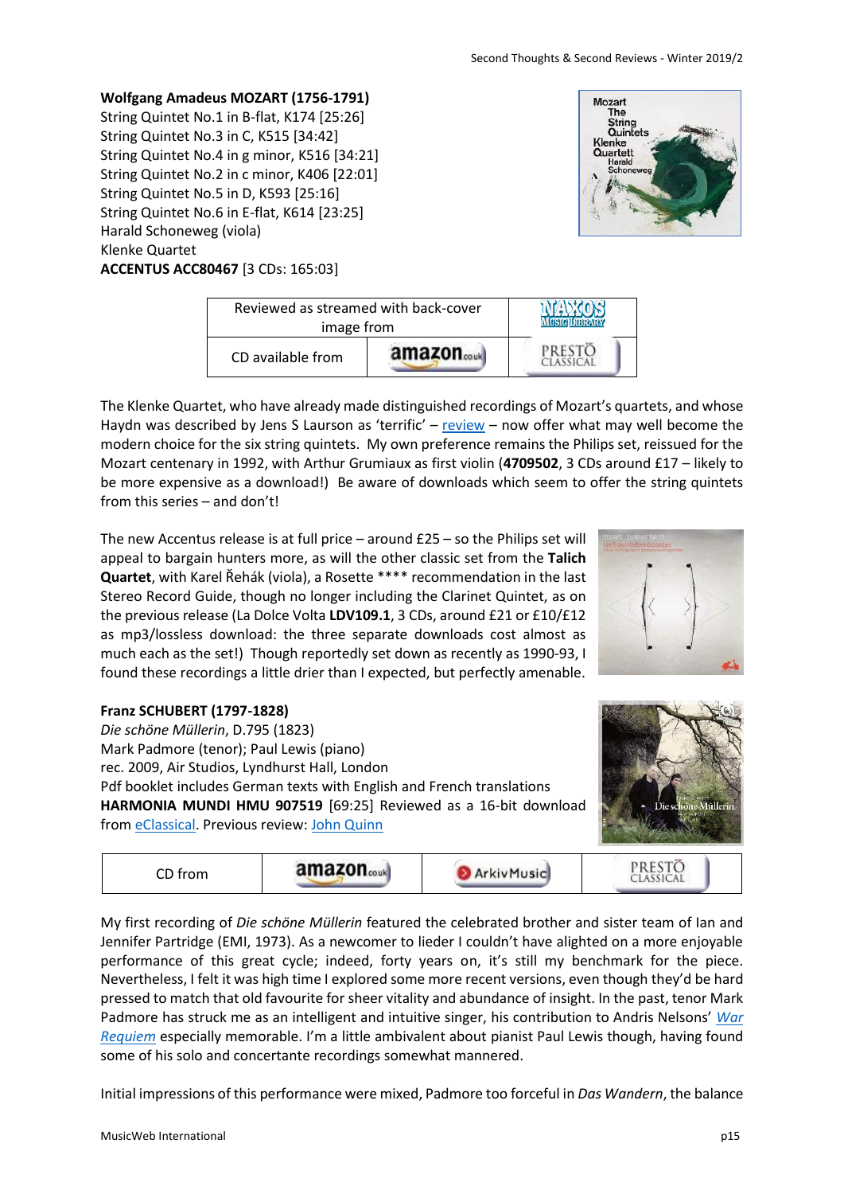**Wolfgang Amadeus MOZART (1756-1791)**
String Quintet No.1 in B-flat, K174 [25:26]
String Quintet No.3 in C, K515 [34:42]
String Quintet No.4 in g minor, K516 [34:21]
String Quintet No.2 in c minor, K406 [22:01]
String Quintet No.5 in D, K593 [25:16]
String Quintet No.6 in E-flat, K614 [23:25]
Harald Schoneweg (viola)
Klenke Quartet
**ACCENTUS ACC80467** [3 CDs: 165:03]

| Reviewed as streamed with back-cover image from | | Naxos Music Library |
|---|---|---|
| CD available from | amazon.co.uk | Presto Classical |

The Klenke Quartet, who have already made distinguished recordings of Mozart's quartets, and whose Haydn was described by Jens S Laurson as 'terrific' – review – now offer what may well become the modern choice for the six string quintets. My own preference remains the Philips set, reissued for the Mozart centenary in 1992, with Arthur Grumiaux as first violin (**4709502**, 3 CDs around £17 – likely to be more expensive as a download!) Be aware of downloads which seem to offer the string quintets from this series – and don't!

The new Accentus release is at full price – around £25 – so the Philips set will appeal to bargain hunters more, as will the other classic set from the **Talich Quartet**, with Karel Řehák (viola), a Rosette **** recommendation in the last Stereo Record Guide, though no longer including the Clarinet Quintet, as on the previous release (La Dolce Volta **LDV109.1**, 3 CDs, around £21 or £10/£12 as mp3/lossless download: the three separate downloads cost almost as much each as the set!) Though reportedly set down as recently as 1990-93, I found these recordings a little drier than I expected, but perfectly amenable.

**Franz SCHUBERT (1797-1828)**
*Die schöne Müllerin*, D.795 (1823)
Mark Padmore (tenor); Paul Lewis (piano)
rec. 2009, Air Studios, Lyndhurst Hall, London
Pdf booklet includes German texts with English and French translations
**HARMONIA MUNDI HMU 907519** [69:25] Reviewed as a 16-bit download from eClassical. Previous review: John Quinn

| CD from | amazon.co.uk | ArkivMusic | Presto Classical |
|---|---|---|---|

My first recording of *Die schöne Müllerin* featured the celebrated brother and sister team of Ian and Jennifer Partridge (EMI, 1973). As a newcomer to lieder I couldn't have alighted on a more enjoyable performance of this great cycle; indeed, forty years on, it's still my benchmark for the piece. Nevertheless, I felt it was high time I explored some more recent versions, even though they'd be hard pressed to match that old favourite for sheer vitality and abundance of insight. In the past, tenor Mark Padmore has struck me as an intelligent and intuitive singer, his contribution to Andris Nelsons' *War Requiem* especially memorable. I'm a little ambivalent about pianist Paul Lewis though, having found some of his solo and concertante recordings somewhat mannered.

Initial impressions of this performance were mixed, Padmore too forceful in *Das Wandern*, the balance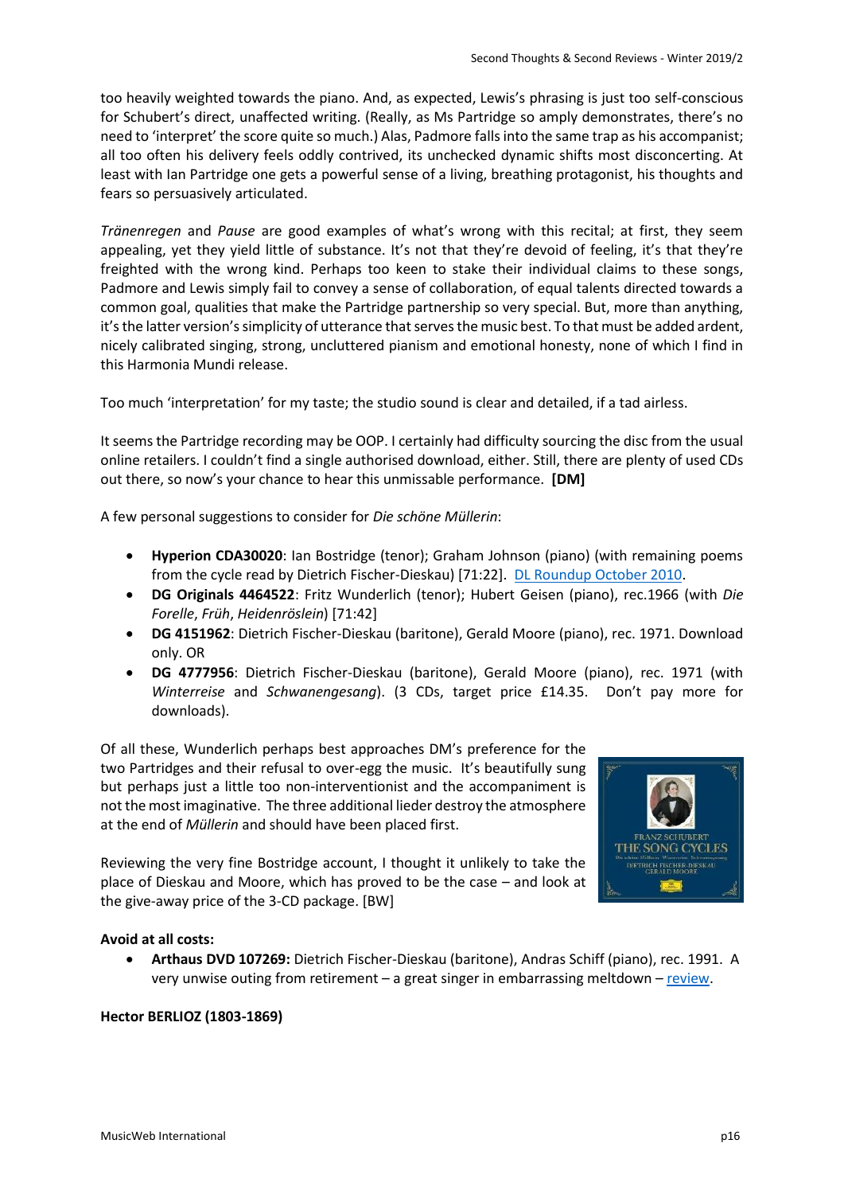too heavily weighted towards the piano. And, as expected, Lewis's phrasing is just too self-conscious for Schubert's direct, unaffected writing. (Really, as Ms Partridge so amply demonstrates, there's no need to 'interpret' the score quite so much.) Alas, Padmore falls into the same trap as his accompanist; all too often his delivery feels oddly contrived, its unchecked dynamic shifts most disconcerting. At least with Ian Partridge one gets a powerful sense of a living, breathing protagonist, his thoughts and fears so persuasively articulated.

*Tränenregen* and *Pause* are good examples of what's wrong with this recital; at first, they seem appealing, yet they yield little of substance. It's not that they're devoid of feeling, it's that they're freighted with the wrong kind. Perhaps too keen to stake their individual claims to these songs, Padmore and Lewis simply fail to convey a sense of collaboration, of equal talents directed towards a common goal, qualities that make the Partridge partnership so very special. But, more than anything, it's the latter version's simplicity of utterance that serves the music best. To that must be added ardent, nicely calibrated singing, strong, uncluttered pianism and emotional honesty, none of which I find in this Harmonia Mundi release.

Too much 'interpretation' for my taste; the studio sound is clear and detailed, if a tad airless.

It seems the Partridge recording may be OOP. I certainly had difficulty sourcing the disc from the usual online retailers. I couldn't find a single authorised download, either. Still, there are plenty of used CDs out there, so now's your chance to hear this unmissable performance. **[DM]**

A few personal suggestions to consider for *Die schöne Müllerin*:

- **Hyperion CDA30020**: Ian Bostridge (tenor); Graham Johnson (piano) (with remaining poems from the cycle read by Dietrich Fischer-Dieskau) [71:22]. DL Roundup October 2010.
- **DG Originals 4464522**: Fritz Wunderlich (tenor); Hubert Geisen (piano), rec.1966 (with *Die Forelle*, *Früh*, *Heidenröslein*) [71:42]
- **DG 4151962**: Dietrich Fischer-Dieskau (baritone), Gerald Moore (piano), rec. 1971. Download only. OR
- **DG 4777956**: Dietrich Fischer-Dieskau (baritone), Gerald Moore (piano), rec. 1971 (with *Winterreise* and *Schwanengesang*). (3 CDs, target price £14.35. Don't pay more for downloads).

Of all these, Wunderlich perhaps best approaches DM's preference for the two Partridges and their refusal to over-egg the music. It's beautifully sung but perhaps just a little too non-interventionist and the accompaniment is not the most imaginative. The three additional lieder destroy the atmosphere at the end of *Müllerin* and should have been placed first.

Reviewing the very fine Bostridge account, I thought it unlikely to take the place of Dieskau and Moore, which has proved to be the case – and look at the give-away price of the 3-CD package. [BW]

**Avoid at all costs:**

- **Arthaus DVD 107269:** Dietrich Fischer-Dieskau (baritone), Andras Schiff (piano), rec. 1991. A very unwise outing from retirement – a great singer in embarrassing meltdown – review.

**Hector BERLIOZ (1803-1869)**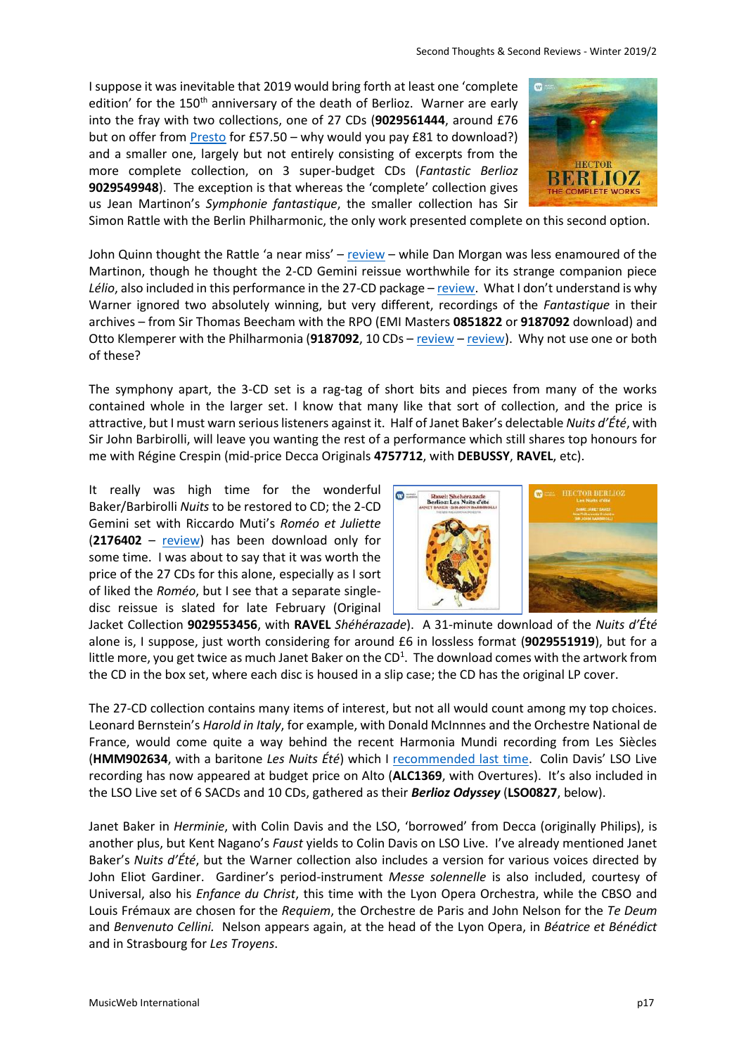I suppose it was inevitable that 2019 would bring forth at least one 'complete edition' for the 150th anniversary of the death of Berlioz. Warner are early into the fray with two collections, one of 27 CDs (**9029561444**, around £76 but on offer from Presto for £57.50 – why would you pay £81 to download?) and a smaller one, largely but not entirely consisting of excerpts from the more complete collection, on 3 super-budget CDs (*Fantastic Berlioz* **9029549948**). The exception is that whereas the 'complete' collection gives us Jean Martinon's *Symphonie fantastique*, the smaller collection has Sir Simon Rattle with the Berlin Philharmonic, the only work presented complete on this second option.

John Quinn thought the Rattle 'a near miss' – review – while Dan Morgan was less enamoured of the Martinon, though he thought the 2-CD Gemini reissue worthwhile for its strange companion piece *Lélio*, also included in this performance in the 27-CD package – review. What I don't understand is why Warner ignored two absolutely winning, but very different, recordings of the *Fantastique* in their archives – from Sir Thomas Beecham with the RPO (EMI Masters **0851822** or **9187092** download) and Otto Klemperer with the Philharmonia (**9187092**, 10 CDs – review – review). Why not use one or both of these?

The symphony apart, the 3-CD set is a rag-tag of short bits and pieces from many of the works contained whole in the larger set. I know that many like that sort of collection, and the price is attractive, but I must warn serious listeners against it. Half of Janet Baker's delectable *Nuits d'Été*, with Sir John Barbirolli, will leave you wanting the rest of a performance which still shares top honours for me with Régine Crespin (mid-price Decca Originals **4757712**, with **DEBUSSY**, **RAVEL**, etc).

It really was high time for the wonderful Baker/Barbirolli *Nuits* to be restored to CD; the 2-CD Gemini set with Riccardo Muti's *Roméo et Juliette* (**2176402** – review) has been download only for some time. I was about to say that it was worth the price of the 27 CDs for this alone, especially as I sort of liked the *Roméo*, but I see that a separate single-disc reissue is slated for late February (Original Jacket Collection **9029553456**, with **RAVEL** *Shéhérazade*). A 31-minute download of the *Nuits d'Été* alone is, I suppose, just worth considering for around £6 in lossless format (**9029551919**), but for a little more, you get twice as much Janet Baker on the CD[1]. The download comes with the artwork from the CD in the box set, where each disc is housed in a slip case; the CD has the original LP cover.

The 27-CD collection contains many items of interest, but not all would count among my top choices. Leonard Bernstein's *Harold in Italy*, for example, with Donald McInnnes and the Orchestre National de France, would come quite a way behind the recent Harmonia Mundi recording from Les Siècles (**HMM902634**, with a baritone *Les Nuits Été*) which I recommended last time. Colin Davis' LSO Live recording has now appeared at budget price on Alto (**ALC1369**, with Overtures). It's also included in the LSO Live set of 6 SACDs and 10 CDs, gathered as their ***Berlioz Odyssey*** (**LSO0827**, below).

Janet Baker in *Herminie*, with Colin Davis and the LSO, 'borrowed' from Decca (originally Philips), is another plus, but Kent Nagano's *Faust* yields to Colin Davis on LSO Live. I've already mentioned Janet Baker's *Nuits d'Été*, but the Warner collection also includes a version for various voices directed by John Eliot Gardiner. Gardiner's period-instrument *Messe solennelle* is also included, courtesy of Universal, also his *Enfance du Christ*, this time with the Lyon Opera Orchestra, while the CBSO and Louis Frémaux are chosen for the *Requiem*, the Orchestre de Paris and John Nelson for the *Te Deum* and *Benvenuto Cellini.* Nelson appears again, at the head of the Lyon Opera, in *Béatrice et Bénédict* and in Strasbourg for *Les Troyens*.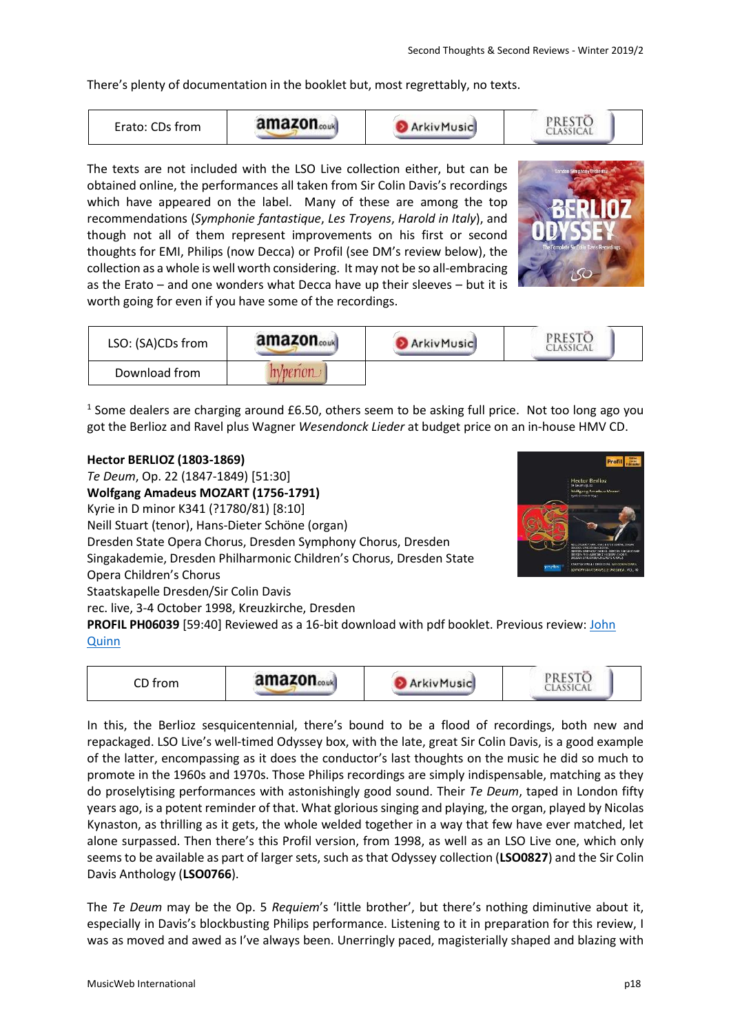There's plenty of documentation in the booklet but, most regrettably, no texts.

| Erato: CDs from | amazon.co.uk | ArkivMusic | PRESTO CLASSICAL |
|---|---|---|---|

The texts are not included with the LSO Live collection either, but can be obtained online, the performances all taken from Sir Colin Davis's recordings which have appeared on the label. Many of these are among the top recommendations (*Symphonie fantastique*, *Les Troyens*, *Harold in Italy*), and though not all of them represent improvements on his first or second thoughts for EMI, Philips (now Decca) or Profil (see DM's review below), the collection as a whole is well worth considering. It may not be so all-embracing as the Erato – and one wonders what Decca have up their sleeves – but it is worth going for even if you have some of the recordings.

| LSO: (SA)CDs from | amazon.co.uk | ArkivMusic | PRESTO CLASSICAL |
|---|---|---|---|
| Download from | hyperion | | |

[1] Some dealers are charging around £6.50, others seem to be asking full price. Not too long ago you got the Berlioz and Ravel plus Wagner *Wesendonck Lieder* at budget price on an in-house HMV CD.

**Hector BERLIOZ (1803-1869)**
*Te Deum*, Op. 22 (1847-1849) [51:30]
**Wolfgang Amadeus MOZART (1756-1791)**
Kyrie in D minor K341 (?1780/81) [8:10]
Neill Stuart (tenor), Hans-Dieter Schöne (organ)
Dresden State Opera Chorus, Dresden Symphony Chorus, Dresden Singakademie, Dresden Philharmonic Children's Chorus, Dresden State Opera Children's Chorus
Staatskapelle Dresden/Sir Colin Davis
rec. live, 3-4 October 1998, Kreuzkirche, Dresden
**PROFIL PH06039** [59:40] Reviewed as a 16-bit download with pdf booklet. Previous review: John Quinn

| CD from | amazon.co.uk | ArkivMusic | PRESTO CLASSICAL |
|---|---|---|---|

In this, the Berlioz sesquicentennial, there's bound to be a flood of recordings, both new and repackaged. LSO Live's well-timed Odyssey box, with the late, great Sir Colin Davis, is a good example of the latter, encompassing as it does the conductor's last thoughts on the music he did so much to promote in the 1960s and 1970s. Those Philips recordings are simply indispensable, matching as they do proselytising performances with astonishingly good sound. Their *Te Deum*, taped in London fifty years ago, is a potent reminder of that. What glorious singing and playing, the organ, played by Nicolas Kynaston, as thrilling as it gets, the whole welded together in a way that few have ever matched, let alone surpassed. Then there's this Profil version, from 1998, as well as an LSO Live one, which only seems to be available as part of larger sets, such as that Odyssey collection (**LSO0827**) and the Sir Colin Davis Anthology (**LSO0766**).

The *Te Deum* may be the Op. 5 *Requiem*'s 'little brother', but there's nothing diminutive about it, especially in Davis's blockbusting Philips performance. Listening to it in preparation for this review, I was as moved and awed as I've always been. Unerringly paced, magisterially shaped and blazing with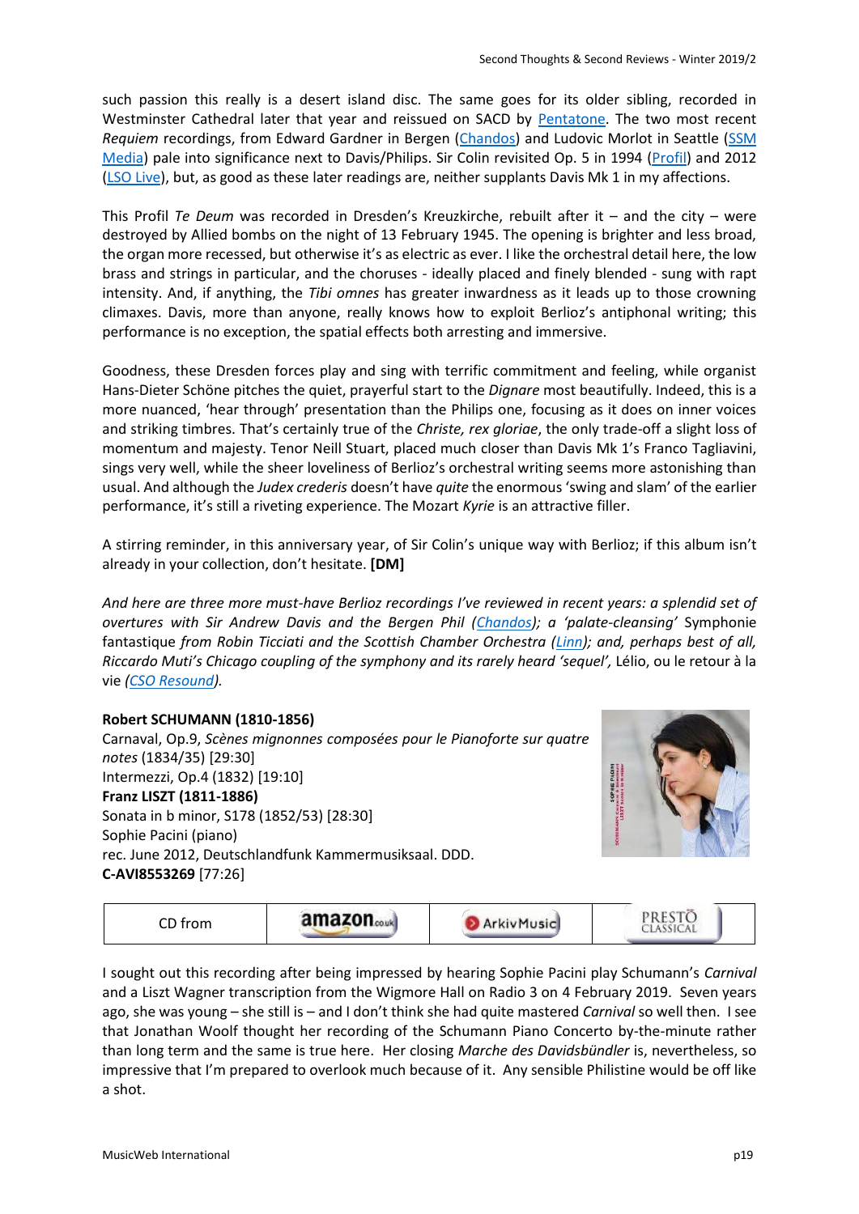such passion this really is a desert island disc. The same goes for its older sibling, recorded in Westminster Cathedral later that year and reissued on SACD by Pentatone. The two most recent *Requiem* recordings, from Edward Gardner in Bergen (Chandos) and Ludovic Morlot in Seattle (SSM Media) pale into significance next to Davis/Philips. Sir Colin revisited Op. 5 in 1994 (Profil) and 2012 (LSO Live), but, as good as these later readings are, neither supplants Davis Mk 1 in my affections.

This Profil *Te Deum* was recorded in Dresden's Kreuzkirche, rebuilt after it – and the city – were destroyed by Allied bombs on the night of 13 February 1945. The opening is brighter and less broad, the organ more recessed, but otherwise it's as electric as ever. I like the orchestral detail here, the low brass and strings in particular, and the choruses - ideally placed and finely blended - sung with rapt intensity. And, if anything, the *Tibi omnes* has greater inwardness as it leads up to those crowning climaxes. Davis, more than anyone, really knows how to exploit Berlioz's antiphonal writing; this performance is no exception, the spatial effects both arresting and immersive.

Goodness, these Dresden forces play and sing with terrific commitment and feeling, while organist Hans-Dieter Schöne pitches the quiet, prayerful start to the *Dignare* most beautifully. Indeed, this is a more nuanced, 'hear through' presentation than the Philips one, focusing as it does on inner voices and striking timbres. That's certainly true of the *Christe, rex gloriae*, the only trade-off a slight loss of momentum and majesty. Tenor Neill Stuart, placed much closer than Davis Mk 1's Franco Tagliavini, sings very well, while the sheer loveliness of Berlioz's orchestral writing seems more astonishing than usual. And although the *Judex crederis* doesn't have *quite* the enormous 'swing and slam' of the earlier performance, it's still a riveting experience. The Mozart *Kyrie* is an attractive filler.

A stirring reminder, in this anniversary year, of Sir Colin's unique way with Berlioz; if this album isn't already in your collection, don't hesitate. **[DM]**

*And here are three more must-have Berlioz recordings I've reviewed in recent years: a splendid set of overtures with Sir Andrew Davis and the Bergen Phil (Chandos); a 'palate-cleansing'* Symphonie fantastique *from Robin Ticciati and the Scottish Chamber Orchestra (Linn); and, perhaps best of all, Riccardo Muti's Chicago coupling of the symphony and its rarely heard 'sequel',* Lélio, ou le retour à la vie *(CSO Resound).*

**Robert SCHUMANN (1810-1856)**
Carnaval, Op.9, *Scènes mignonnes composées pour le Pianoforte sur quatre notes* (1834/35) [29:30]
Intermezzi, Op.4 (1832) [19:10]
**Franz LISZT (1811-1886)**
Sonata in b minor, S178 (1852/53) [28:30]
Sophie Pacini (piano)
rec. June 2012, Deutschlandfunk Kammermusiksaal. DDD.
**C-AVI8553269** [77:26]

| CD from | amazon.co.uk | ArkivMusic | PRESTO CLASSICAL |
|---|---|---|---|

I sought out this recording after being impressed by hearing Sophie Pacini play Schumann's *Carnival* and a Liszt Wagner transcription from the Wigmore Hall on Radio 3 on 4 February 2019. Seven years ago, she was young – she still is – and I don't think she had quite mastered *Carnival* so well then. I see that Jonathan Woolf thought her recording of the Schumann Piano Concerto by-the-minute rather than long term and the same is true here. Her closing *Marche des Davidsbündler* is, nevertheless, so impressive that I'm prepared to overlook much because of it. Any sensible Philistine would be off like a shot.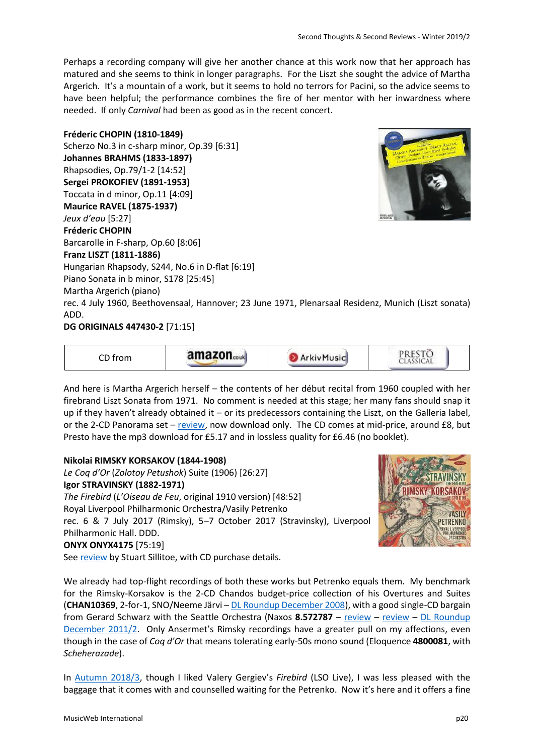Perhaps a recording company will give her another chance at this work now that her approach has matured and she seems to think in longer paragraphs. For the Liszt she sought the advice of Martha Argerich. It's a mountain of a work, but it seems to hold no terrors for Pacini, so the advice seems to have been helpful; the performance combines the fire of her mentor with her inwardness where needed. If only *Carnival* had been as good as in the recent concert.

**Fréderic CHOPIN (1810-1849)**
Scherzo No.3 in c-sharp minor, Op.39 [6:31]
**Johannes BRAHMS (1833-1897)**
Rhapsodies, Op.79/1-2 [14:52]
**Sergei PROKOFIEV (1891-1953)**
Toccata in d minor, Op.11 [4:09]
**Maurice RAVEL (1875-1937)**
*Jeux d'eau* [5:27]
**Fréderic CHOPIN**
Barcarolle in F-sharp, Op.60 [8:06]
**Franz LISZT (1811-1886)**
Hungarian Rhapsody, S244, No.6 in D-flat [6:19]
Piano Sonata in b minor, S178 [25:45]
Martha Argerich (piano)
rec. 4 July 1960, Beethovensaal, Hannover; 23 June 1971, Plenarsaal Residenz, Munich (Liszt sonata) ADD.
**DG ORIGINALS 447430-2** [71:15]

| CD from | amazon.co.uk | ArkivMusic | PRESTO CLASSICAL |
|---|---|---|---|

And here is Martha Argerich herself – the contents of her début recital from 1960 coupled with her firebrand Liszt Sonata from 1971. No comment is needed at this stage; her many fans should snap it up if they haven't already obtained it – or its predecessors containing the Liszt, on the Galleria label, or the 2-CD Panorama set – review, now download only. The CD comes at mid-price, around £8, but Presto have the mp3 download for £5.17 and in lossless quality for £6.46 (no booklet).

**Nikolai RIMSKY KORSAKOV (1844-1908)**
*Le Coq d'Or* (*Zolotoy Petushok*) Suite (1906) [26:27]
**Igor STRAVINSKY (1882-1971)**
*The Firebird* (*L'Oiseau de Feu*, original 1910 version) [48:52]
Royal Liverpool Philharmonic Orchestra/Vasily Petrenko
rec. 6 & 7 July 2017 (Rimsky), 5–7 October 2017 (Stravinsky), Liverpool Philharmonic Hall. DDD.
**ONYX ONYX4175** [75:19]
See review by Stuart Sillitoe, with CD purchase details.

We already had top-flight recordings of both these works but Petrenko equals them. My benchmark for the Rimsky-Korsakov is the 2-CD Chandos budget-price collection of his Overtures and Suites (**CHAN10369**, 2-for-1, SNO/Neeme Järvi – DL Roundup December 2008), with a good single-CD bargain from Gerard Schwarz with the Seattle Orchestra (Naxos **8.572787** – review – review – DL Roundup December 2011/2. Only Ansermet's Rimsky recordings have a greater pull on my affections, even though in the case of *Coq d'Or* that means tolerating early-50s mono sound (Eloquence **4800081**, with *Scheherazade*).

In Autumn 2018/3, though I liked Valery Gergiev's *Firebird* (LSO Live), I was less pleased with the baggage that it comes with and counselled waiting for the Petrenko. Now it's here and it offers a fine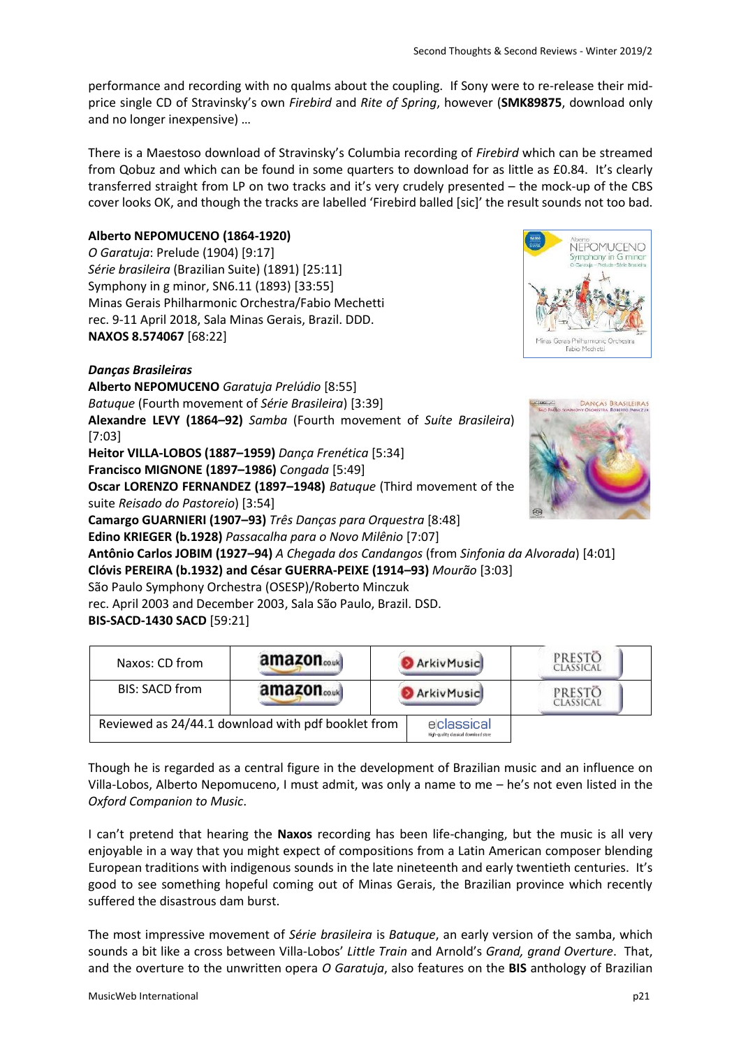performance and recording with no qualms about the coupling. If Sony were to re-release their mid-price single CD of Stravinsky's own *Firebird* and *Rite of Spring*, however (**SMK89875**, download only and no longer inexpensive) …

There is a Maestoso download of Stravinsky's Columbia recording of *Firebird* which can be streamed from Qobuz and which can be found in some quarters to download for as little as £0.84. It's clearly transferred straight from LP on two tracks and it's very crudely presented – the mock-up of the CBS cover looks OK, and though the tracks are labelled 'Firebird balled [sic]' the result sounds not too bad.

**Alberto NEPOMUCENO (1864-1920)**
*O Garatuja*: Prelude (1904) [9:17]
*Série brasileira* (Brazilian Suite) (1891) [25:11]
Symphony in g minor, SN6.11 (1893) [33:55]
Minas Gerais Philharmonic Orchestra/Fabio Mechetti
rec. 9-11 April 2018, Sala Minas Gerais, Brazil. DDD.
**NAXOS 8.574067** [68:22]

***Danças Brasileiras***
**Alberto NEPOMUCENO** *Garatuja Prelúdio* [8:55]
*Batuque* (Fourth movement of *Série Brasileira*) [3:39]
**Alexandre LEVY (1864–92)** *Samba* (Fourth movement of *Suíte Brasileira*) [7:03]
**Heitor VILLA-LOBOS (1887–1959)** *Dança Frenética* [5:34]
**Francisco MIGNONE (1897–1986)** *Congada* [5:49]
**Oscar LORENZO FERNANDEZ (1897–1948)** *Batuque* (Third movement of the suite *Reisado do Pastoreio*) [3:54]
**Camargo GUARNIERI (1907–93)** *Três Danças para Orquestra* [8:48]
**Edino KRIEGER (b.1928)** *Passacalha para o Novo Milênio* [7:07]
**Antônio Carlos JOBIM (1927–94)** *A Chegada dos Candangos* (from *Sinfonia da Alvorada*) [4:01]
**Clóvis PEREIRA (b.1932) and César GUERRA-PEIXE (1914–93)** *Mourão* [3:03]
São Paulo Symphony Orchestra (OSESP)/Roberto Minczuk
rec. April 2003 and December 2003, Sala São Paulo, Brazil. DSD.
**BIS-SACD-1430 SACD** [59:21]

| Naxos: CD from | amazon.co.uk | ArkivMusic | PRESTO CLASSICAL |
|---|---|---|---|
| BIS: SACD from | amazon.co.uk | ArkivMusic | PRESTO CLASSICAL |
| Reviewed as 24/44.1 download with pdf booklet from | | eclassical | |

Though he is regarded as a central figure in the development of Brazilian music and an influence on Villa-Lobos, Alberto Nepomuceno, I must admit, was only a name to me – he's not even listed in the *Oxford Companion to Music*.

I can't pretend that hearing the **Naxos** recording has been life-changing, but the music is all very enjoyable in a way that you might expect of compositions from a Latin American composer blending European traditions with indigenous sounds in the late nineteenth and early twentieth centuries. It's good to see something hopeful coming out of Minas Gerais, the Brazilian province which recently suffered the disastrous dam burst.

The most impressive movement of *Série brasileira* is *Batuque*, an early version of the samba, which sounds a bit like a cross between Villa-Lobos' *Little Train* and Arnold's *Grand, grand Overture*. That, and the overture to the unwritten opera *O Garatuja*, also features on the **BIS** anthology of Brazilian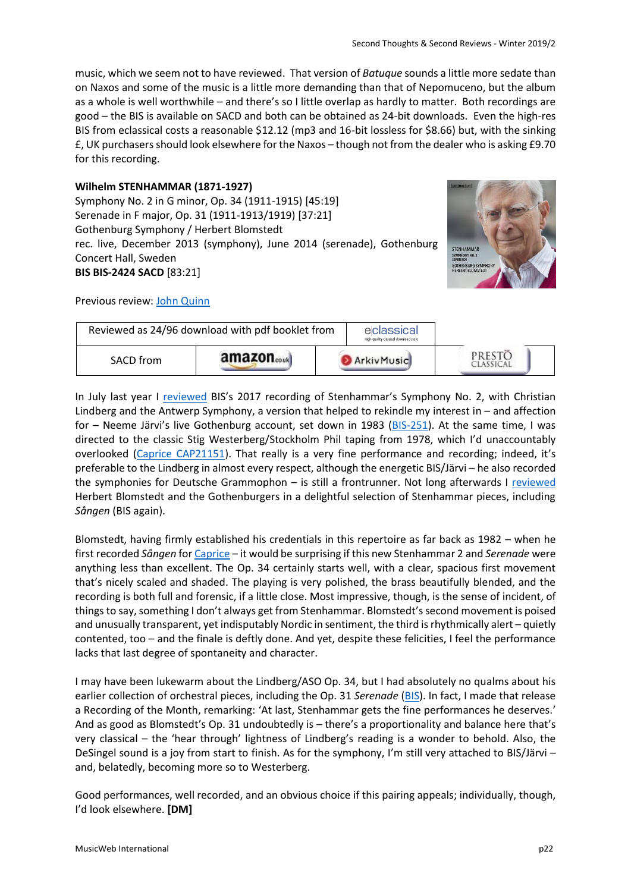music, which we seem not to have reviewed. That version of *Batuque* sounds a little more sedate than on Naxos and some of the music is a little more demanding than that of Nepomuceno, but the album as a whole is well worthwhile – and there's so little overlap as hardly to matter. Both recordings are good – the BIS is available on SACD and both can be obtained as 24-bit downloads. Even the high-res BIS from eclassical costs a reasonable $12.12 (mp3 and 16-bit lossless for $8.66) but, with the sinking £, UK purchasers should look elsewhere for the Naxos – though not from the dealer who is asking £9.70 for this recording.

**Wilhelm STENHAMMAR (1871-1927)**
Symphony No. 2 in G minor, Op. 34 (1911-1915) [45:19]
Serenade in F major, Op. 31 (1911-1913/1919) [37:21]
Gothenburg Symphony / Herbert Blomstedt
rec. live, December 2013 (symphony), June 2014 (serenade), Gothenburg Concert Hall, Sweden
**BIS BIS-2424 SACD** [83:21]

Previous review: John Quinn

| Reviewed as 24/96 download with pdf booklet from | | eclassical | |
|---|---|---|---|
| SACD from | amazon.co.uk | ArkivMusic | PRESTO CLASSICAL |

In July last year I reviewed BIS's 2017 recording of Stenhammar's Symphony No. 2, with Christian Lindberg and the Antwerp Symphony, a version that helped to rekindle my interest in – and affection for – Neeme Järvi's live Gothenburg account, set down in 1983 (BIS-251). At the same time, I was directed to the classic Stig Westerberg/Stockholm Phil taping from 1978, which I'd unaccountably overlooked (Caprice CAP21151). That really is a very fine performance and recording; indeed, it's preferable to the Lindberg in almost every respect, although the energetic BIS/Järvi – he also recorded the symphonies for Deutsche Grammophon – is still a frontrunner. Not long afterwards I reviewed Herbert Blomstedt and the Gothenburgers in a delightful selection of Stenhammar pieces, including *Sången* (BIS again).

Blomstedt, having firmly established his credentials in this repertoire as far back as 1982 – when he first recorded *Sången* for Caprice – it would be surprising if this new Stenhammar 2 and *Serenade* were anything less than excellent. The Op. 34 certainly starts well, with a clear, spacious first movement that's nicely scaled and shaded. The playing is very polished, the brass beautifully blended, and the recording is both full and forensic, if a little close. Most impressive, though, is the sense of incident, of things to say, something I don't always get from Stenhammar. Blomstedt's second movement is poised and unusually transparent, yet indisputably Nordic in sentiment, the third is rhythmically alert – quietly contented, too – and the finale is deftly done. And yet, despite these felicities, I feel the performance lacks that last degree of spontaneity and character.

I may have been lukewarm about the Lindberg/ASO Op. 34, but I had absolutely no qualms about his earlier collection of orchestral pieces, including the Op. 31 *Serenade* (BIS). In fact, I made that release a Recording of the Month, remarking: 'At last, Stenhammar gets the fine performances he deserves.' And as good as Blomstedt's Op. 31 undoubtedly is – there's a proportionality and balance here that's very classical – the 'hear through' lightness of Lindberg's reading is a wonder to behold. Also, the DeSingel sound is a joy from start to finish. As for the symphony, I'm still very attached to BIS/Järvi – and, belatedly, becoming more so to Westerberg.

Good performances, well recorded, and an obvious choice if this pairing appeals; individually, though, I'd look elsewhere. **[DM]**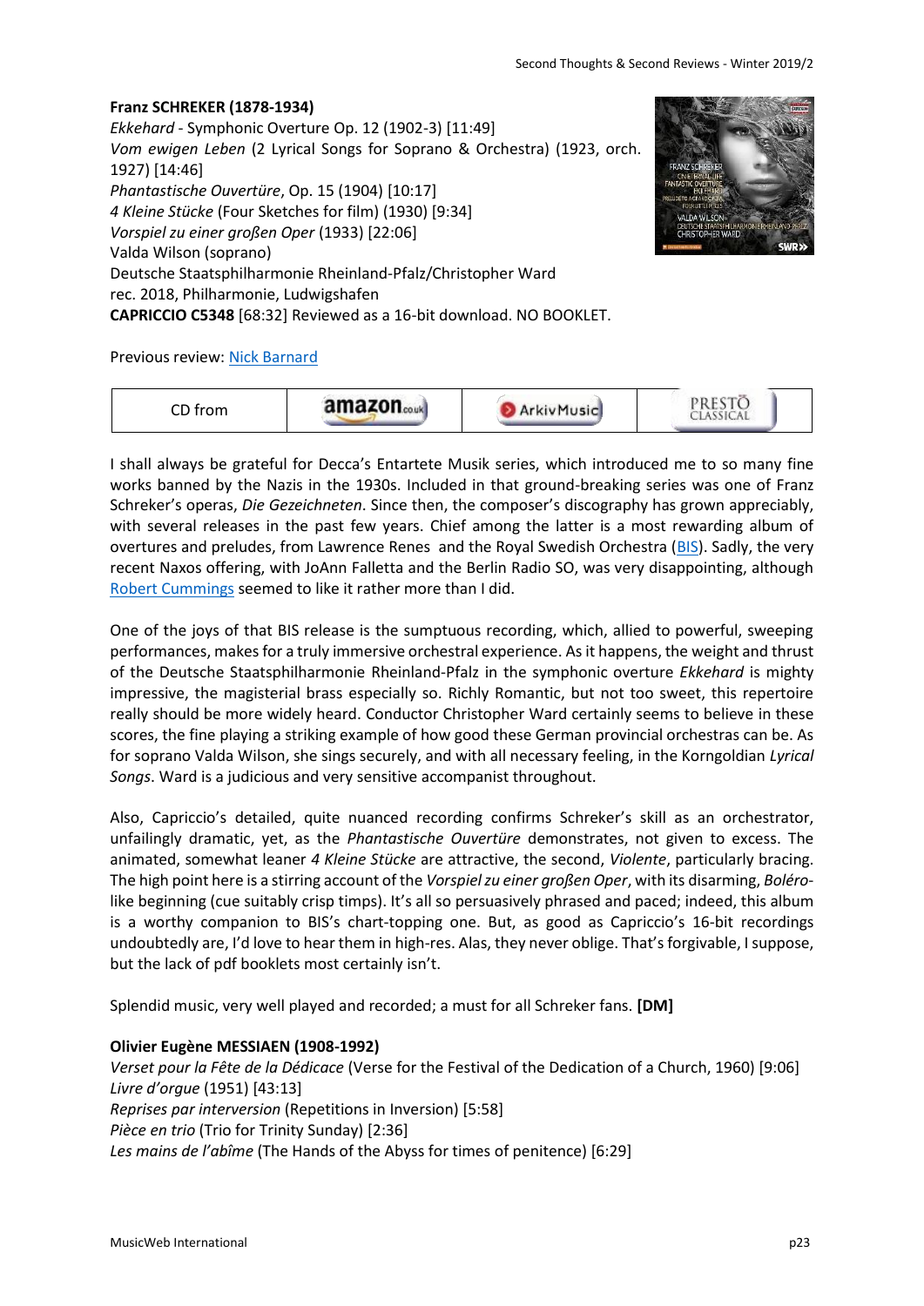**Franz SCHREKER (1878-1934)**

*Ekkehard* - Symphonic Overture Op. 12 (1902-3) [11:49]
*Vom ewigen Leben* (2 Lyrical Songs for Soprano & Orchestra) (1923, orch. 1927) [14:46]
*Phantastische Ouvertüre*, Op. 15 (1904) [10:17]
*4 Kleine Stücke* (Four Sketches for film) (1930) [9:34]
*Vorspiel zu einer großen Oper* (1933) [22:06]
Valda Wilson (soprano)
Deutsche Staatsphilharmonie Rheinland-Pfalz/Christopher Ward
rec. 2018, Philharmonie, Ludwigshafen
**CAPRICCIO C5348** [68:32] Reviewed as a 16-bit download. NO BOOKLET.

Previous review: Nick Barnard

| CD from | amazon.co.uk | ArkivMusic | PRESTO CLASSICAL |
|---|---|---|---|

I shall always be grateful for Decca's Entartete Musik series, which introduced me to so many fine works banned by the Nazis in the 1930s. Included in that ground-breaking series was one of Franz Schreker's operas, *Die Gezeichneten*. Since then, the composer's discography has grown appreciably, with several releases in the past few years. Chief among the latter is a most rewarding album of overtures and preludes, from Lawrence Renes and the Royal Swedish Orchestra (BIS). Sadly, the very recent Naxos offering, with JoAnn Falletta and the Berlin Radio SO, was very disappointing, although Robert Cummings seemed to like it rather more than I did.

One of the joys of that BIS release is the sumptuous recording, which, allied to powerful, sweeping performances, makes for a truly immersive orchestral experience. As it happens, the weight and thrust of the Deutsche Staatsphilharmonie Rheinland-Pfalz in the symphonic overture *Ekkehard* is mighty impressive, the magisterial brass especially so. Richly Romantic, but not too sweet, this repertoire really should be more widely heard. Conductor Christopher Ward certainly seems to believe in these scores, the fine playing a striking example of how good these German provincial orchestras can be. As for soprano Valda Wilson, she sings securely, and with all necessary feeling, in the Korngoldian *Lyrical Songs*. Ward is a judicious and very sensitive accompanist throughout.

Also, Capriccio's detailed, quite nuanced recording confirms Schreker's skill as an orchestrator, unfailingly dramatic, yet, as the *Phantastische Ouvertüre* demonstrates, not given to excess. The animated, somewhat leaner *4 Kleine Stücke* are attractive, the second, *Violente*, particularly bracing. The high point here is a stirring account of the *Vorspiel zu einer großen Oper*, with its disarming, *Boléro*-like beginning (cue suitably crisp timps). It's all so persuasively phrased and paced; indeed, this album is a worthy companion to BIS's chart-topping one. But, as good as Capriccio's 16-bit recordings undoubtedly are, I'd love to hear them in high-res. Alas, they never oblige. That's forgivable, I suppose, but the lack of pdf booklets most certainly isn't.

Splendid music, very well played and recorded; a must for all Schreker fans. **[DM]**

**Olivier Eugène MESSIAEN (1908-1992)**

*Verset pour la Fête de la Dédicace* (Verse for the Festival of the Dedication of a Church, 1960) [9:06]
*Livre d'orgue* (1951) [43:13]
*Reprises par interversion* (Repetitions in Inversion) [5:58]
*Pièce en trio* (Trio for Trinity Sunday) [2:36]
*Les mains de l'abîme* (The Hands of the Abyss for times of penitence) [6:29]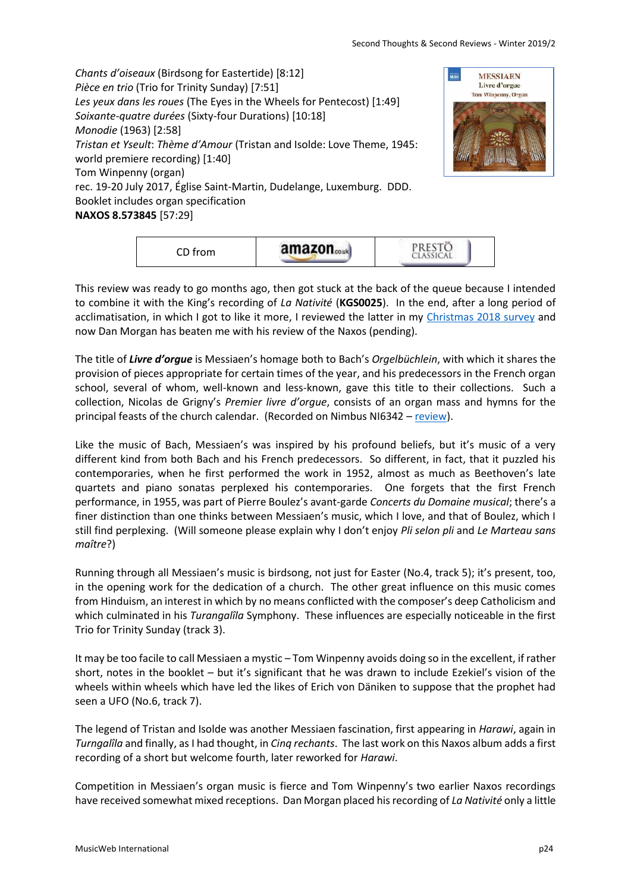*Chants d'oiseaux* (Birdsong for Eastertide) [8:12]
*Pièce en trio* (Trio for Trinity Sunday) [7:51]
*Les yeux dans les roues* (The Eyes in the Wheels for Pentecost) [1:49]
*Soixante-quatre durées* (Sixty-four Durations) [10:18]
*Monodie* (1963) [2:58]
*Tristan et Yseult*: *Thème d'Amour* (Tristan and Isolde: Love Theme, 1945: world premiere recording) [1:40]
Tom Winpenny (organ)
rec. 19-20 July 2017, Église Saint-Martin, Dudelange, Luxemburg. DDD.
Booklet includes organ specification
**NAXOS 8.573845** [57:29]

| CD from | amazon.co.uk | PRESTO CLASSICAL |
|---|---|---|

This review was ready to go months ago, then got stuck at the back of the queue because I intended to combine it with the King's recording of *La Nativité* (**KGS0025**). In the end, after a long period of acclimatisation, in which I got to like it more, I reviewed the latter in my Christmas 2018 survey and now Dan Morgan has beaten me with his review of the Naxos (pending).

The title of ***Livre d'orgue*** is Messiaen's homage both to Bach's *Orgelbüchlein*, with which it shares the provision of pieces appropriate for certain times of the year, and his predecessors in the French organ school, several of whom, well-known and less-known, gave this title to their collections. Such a collection, Nicolas de Grigny's *Premier livre d'orgue*, consists of an organ mass and hymns for the principal feasts of the church calendar. (Recorded on Nimbus NI6342 – review).

Like the music of Bach, Messiaen's was inspired by his profound beliefs, but it's music of a very different kind from both Bach and his French predecessors. So different, in fact, that it puzzled his contemporaries, when he first performed the work in 1952, almost as much as Beethoven's late quartets and piano sonatas perplexed his contemporaries. One forgets that the first French performance, in 1955, was part of Pierre Boulez's avant-garde *Concerts du Domaine musical*; there's a finer distinction than one thinks between Messiaen's music, which I love, and that of Boulez, which I still find perplexing. (Will someone please explain why I don't enjoy *Pli selon pli* and *Le Marteau sans maître*?)

Running through all Messiaen's music is birdsong, not just for Easter (No.4, track 5); it's present, too, in the opening work for the dedication of a church. The other great influence on this music comes from Hinduism, an interest in which by no means conflicted with the composer's deep Catholicism and which culminated in his *Turangalîla* Symphony. These influences are especially noticeable in the first Trio for Trinity Sunday (track 3).

It may be too facile to call Messiaen a mystic – Tom Winpenny avoids doing so in the excellent, if rather short, notes in the booklet – but it's significant that he was drawn to include Ezekiel's vision of the wheels within wheels which have led the likes of Erich von Däniken to suppose that the prophet had seen a UFO (No.6, track 7).

The legend of Tristan and Isolde was another Messiaen fascination, first appearing in *Harawi*, again in *Turngalîla* and finally, as I had thought, in *Cinq rechants*. The last work on this Naxos album adds a first recording of a short but welcome fourth, later reworked for *Harawi*.

Competition in Messiaen's organ music is fierce and Tom Winpenny's two earlier Naxos recordings have received somewhat mixed receptions. Dan Morgan placed his recording of *La Nativité* only a little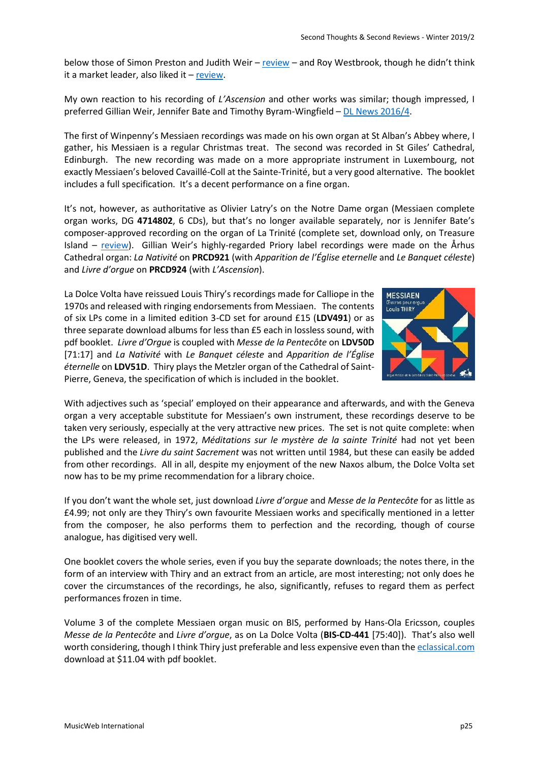below those of Simon Preston and Judith Weir – review – and Roy Westbrook, though he didn't think it a market leader, also liked it – review.

My own reaction to his recording of *L'Ascension* and other works was similar; though impressed, I preferred Gillian Weir, Jennifer Bate and Timothy Byram-Wingfield – DL News 2016/4.

The first of Winpenny's Messiaen recordings was made on his own organ at St Alban's Abbey where, I gather, his Messiaen is a regular Christmas treat. The second was recorded in St Giles' Cathedral, Edinburgh. The new recording was made on a more appropriate instrument in Luxembourg, not exactly Messiaen's beloved Cavaillé-Coll at the Sainte-Trinité, but a very good alternative. The booklet includes a full specification. It's a decent performance on a fine organ.

It's not, however, as authoritative as Olivier Latry's on the Notre Dame organ (Messiaen complete organ works, DG **4714802**, 6 CDs), but that's no longer available separately, nor is Jennifer Bate's composer-approved recording on the organ of La Trinité (complete set, download only, on Treasure Island – review). Gillian Weir's highly-regarded Priory label recordings were made on the Århus Cathedral organ: *La Nativité* on **PRCD921** (with *Apparition de l'Église eternelle* and *Le Banquet céleste*) and *Livre d'orgue* on **PRCD924** (with *L'Ascension*).

La Dolce Volta have reissued Louis Thiry's recordings made for Calliope in the 1970s and released with ringing endorsements from Messiaen. The contents of six LPs come in a limited edition 3-CD set for around £15 (**LDV491**) or as three separate download albums for less than £5 each in lossless sound, with pdf booklet. *Livre d'Orgue* is coupled with *Messe de la Pentecôte* on **LDV50D** [71:17] and *La Nativité* with *Le Banquet céleste* and *Apparition de l'Église éternelle* on **LDV51D**. Thiry plays the Metzler organ of the Cathedral of Saint-Pierre, Geneva, the specification of which is included in the booklet.

With adjectives such as 'special' employed on their appearance and afterwards, and with the Geneva organ a very acceptable substitute for Messiaen's own instrument, these recordings deserve to be taken very seriously, especially at the very attractive new prices. The set is not quite complete: when the LPs were released, in 1972, *Méditations sur le mystère de la sainte Trinité* had not yet been published and the *Livre du saint Sacrement* was not written until 1984, but these can easily be added from other recordings. All in all, despite my enjoyment of the new Naxos album, the Dolce Volta set now has to be my prime recommendation for a library choice.

If you don't want the whole set, just download *Livre d'orgue* and *Messe de la Pentecôte* for as little as £4.99; not only are they Thiry's own favourite Messiaen works and specifically mentioned in a letter from the composer, he also performs them to perfection and the recording, though of course analogue, has digitised very well.

One booklet covers the whole series, even if you buy the separate downloads; the notes there, in the form of an interview with Thiry and an extract from an article, are most interesting; not only does he cover the circumstances of the recordings, he also, significantly, refuses to regard them as perfect performances frozen in time.

Volume 3 of the complete Messiaen organ music on BIS, performed by Hans-Ola Ericsson, couples *Messe de la Pentecôte* and *Livre d'orgue*, as on La Dolce Volta (**BIS-CD-441** [75:40]). That's also well worth considering, though I think Thiry just preferable and less expensive even than the eclassical.com download at $11.04 with pdf booklet.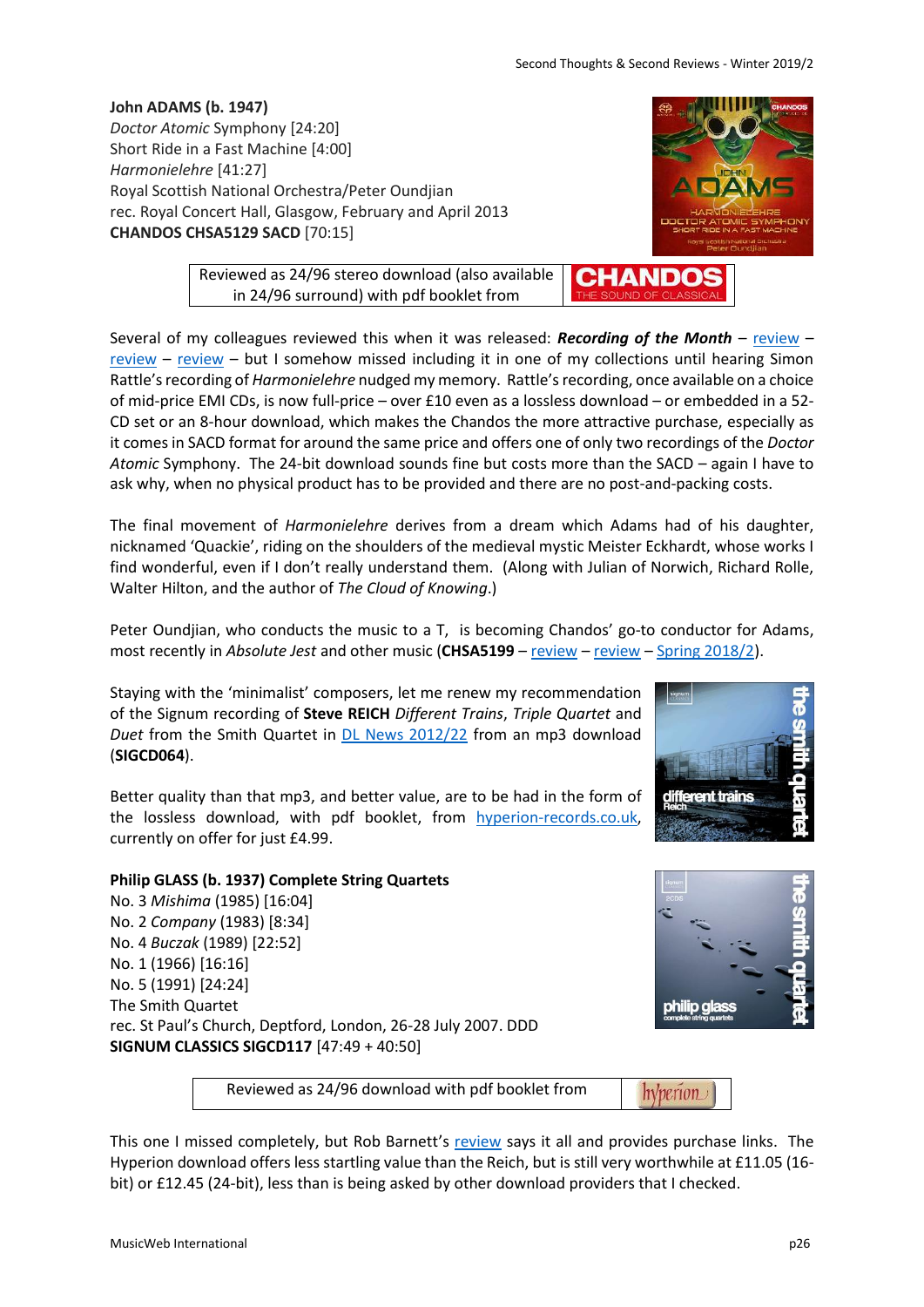**John ADAMS (b. 1947)**
*Doctor Atomic* Symphony [24:20]
Short Ride in a Fast Machine [4:00]
*Harmonielehre* [41:27]
Royal Scottish National Orchestra/Peter Oundjian
rec. Royal Concert Hall, Glasgow, February and April 2013
**CHANDOS CHSA5129 SACD** [70:15]

Reviewed as 24/96 stereo download (also available in 24/96 surround) with pdf booklet from

Several of my colleagues reviewed this when it was released: ***Recording of the Month*** – review – review – review – but I somehow missed including it in one of my collections until hearing Simon Rattle's recording of *Harmonielehre* nudged my memory. Rattle's recording, once available on a choice of mid-price EMI CDs, is now full-price – over £10 even as a lossless download – or embedded in a 52-CD set or an 8-hour download, which makes the Chandos the more attractive purchase, especially as it comes in SACD format for around the same price and offers one of only two recordings of the *Doctor Atomic* Symphony. The 24-bit download sounds fine but costs more than the SACD – again I have to ask why, when no physical product has to be provided and there are no post-and-packing costs.

The final movement of *Harmonielehre* derives from a dream which Adams had of his daughter, nicknamed 'Quackie', riding on the shoulders of the medieval mystic Meister Eckhardt, whose works I find wonderful, even if I don't really understand them. (Along with Julian of Norwich, Richard Rolle, Walter Hilton, and the author of *The Cloud of Knowing*.)

Peter Oundjian, who conducts the music to a T, is becoming Chandos' go-to conductor for Adams, most recently in *Absolute Jest* and other music (**CHSA5199** – review – review – Spring 2018/2).

Staying with the 'minimalist' composers, let me renew my recommendation of the Signum recording of **Steve REICH** *Different Trains*, *Triple Quartet* and *Duet* from the Smith Quartet in DL News 2012/22 from an mp3 download (**SIGCD064**).

Better quality than that mp3, and better value, are to be had in the form of the lossless download, with pdf booklet, from hyperion-records.co.uk, currently on offer for just £4.99.

**Philip GLASS (b. 1937) Complete String Quartets**
No. 3 *Mishima* (1985) [16:04]
No. 2 *Company* (1983) [8:34]
No. 4 *Buczak* (1989) [22:52]
No. 1 (1966) [16:16]
No. 5 (1991) [24:24]
The Smith Quartet
rec. St Paul's Church, Deptford, London, 26-28 July 2007. DDD
**SIGNUM CLASSICS SIGCD117** [47:49 + 40:50]

Reviewed as 24/96 download with pdf booklet from

This one I missed completely, but Rob Barnett's review says it all and provides purchase links. The Hyperion download offers less startling value than the Reich, but is still very worthwhile at £11.05 (16-bit) or £12.45 (24-bit), less than is being asked by other download providers that I checked.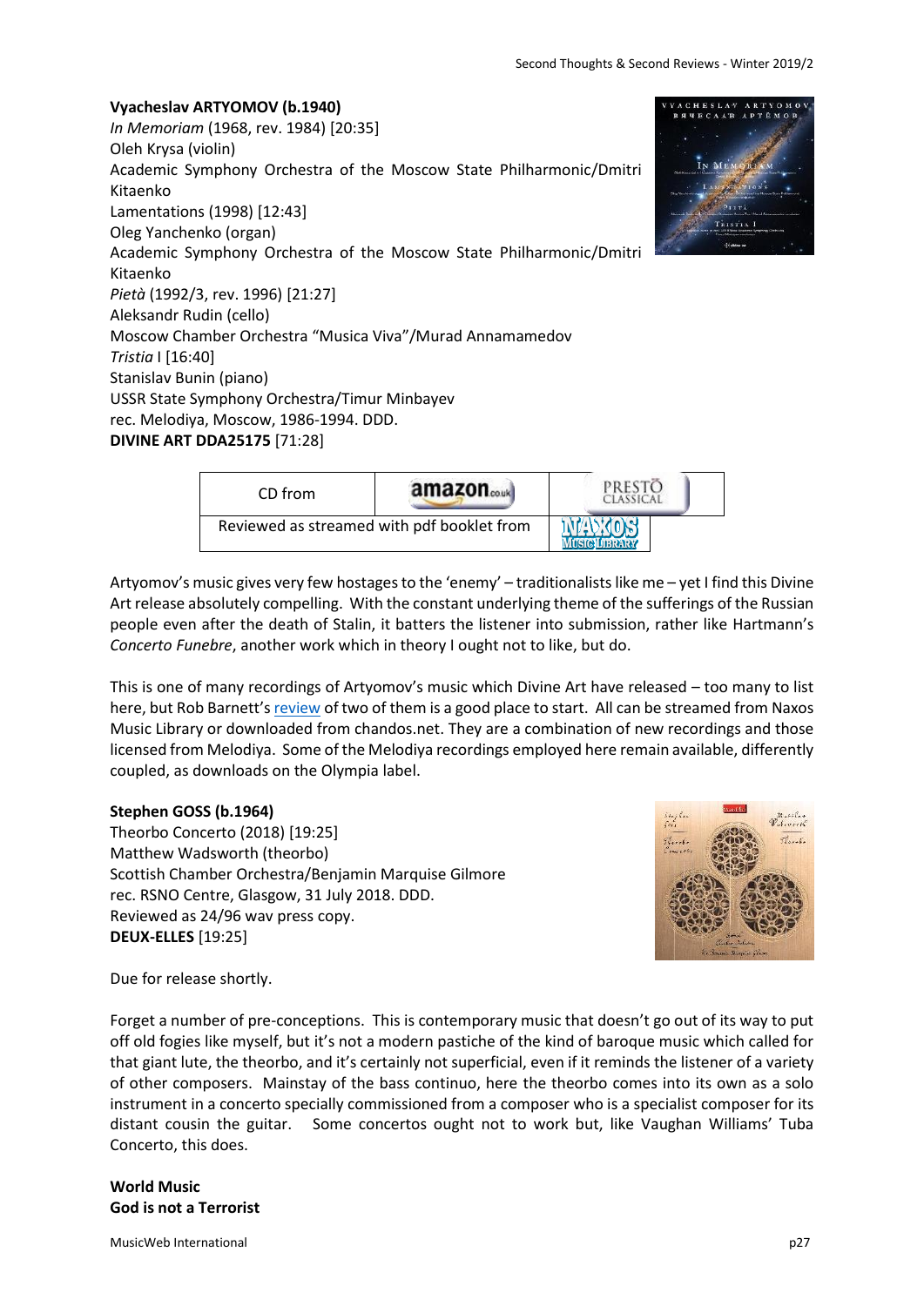**Vyacheslav ARTYOMOV (b.1940)**
*In Memoriam* (1968, rev. 1984) [20:35]
Oleh Krysa (violin)
Academic Symphony Orchestra of the Moscow State Philharmonic/Dmitri Kitaenko
Lamentations (1998) [12:43]
Oleg Yanchenko (organ)
Academic Symphony Orchestra of the Moscow State Philharmonic/Dmitri Kitaenko
*Pietà* (1992/3, rev. 1996) [21:27]
Aleksandr Rudin (cello)
Moscow Chamber Orchestra "Musica Viva"/Murad Annamamedov
*Tristia* I [16:40]
Stanislav Bunin (piano)
USSR State Symphony Orchestra/Timur Minbayev
rec. Melodiya, Moscow, 1986-1994. DDD.
**DIVINE ART DDA25175** [71:28]

| CD from | amazon.co.uk | PRESTO CLASSICAL |
|---|---|---|
| Reviewed as streamed with pdf booklet from | | NAXOS MUSIC LIBRARY |

Artyomov's music gives very few hostages to the 'enemy' – traditionalists like me – yet I find this Divine Art release absolutely compelling. With the constant underlying theme of the sufferings of the Russian people even after the death of Stalin, it batters the listener into submission, rather like Hartmann's *Concerto Funebre*, another work which in theory I ought not to like, but do.

This is one of many recordings of Artyomov's music which Divine Art have released – too many to list here, but Rob Barnett's review of two of them is a good place to start. All can be streamed from Naxos Music Library or downloaded from chandos.net. They are a combination of new recordings and those licensed from Melodiya. Some of the Melodiya recordings employed here remain available, differently coupled, as downloads on the Olympia label.

**Stephen GOSS (b.1964)**
Theorbo Concerto (2018) [19:25]
Matthew Wadsworth (theorbo)
Scottish Chamber Orchestra/Benjamin Marquise Gilmore
rec. RSNO Centre, Glasgow, 31 July 2018. DDD.
Reviewed as 24/96 wav press copy.
**DEUX-ELLES** [19:25]

Due for release shortly.

Forget a number of pre-conceptions. This is contemporary music that doesn't go out of its way to put off old fogies like myself, but it's not a modern pastiche of the kind of baroque music which called for that giant lute, the theorbo, and it's certainly not superficial, even if it reminds the listener of a variety of other composers. Mainstay of the bass continuo, here the theorbo comes into its own as a solo instrument in a concerto specially commissioned from a composer who is a specialist composer for its distant cousin the guitar. Some concertos ought not to work but, like Vaughan Williams' Tuba Concerto, this does.

**World Music**
**God is not a Terrorist**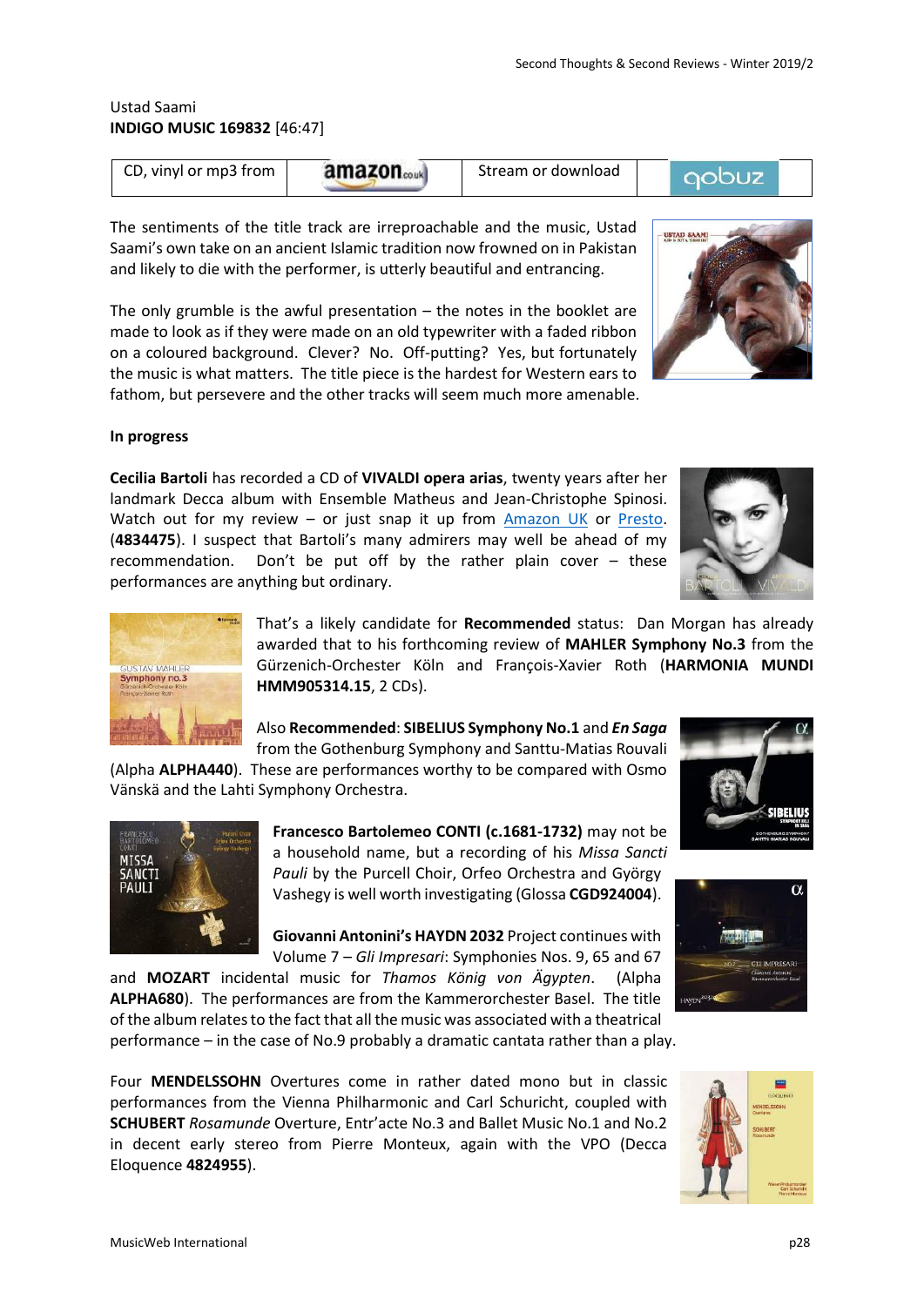Ustad Saami
**INDIGO MUSIC 169832** [46:47]

| CD, vinyl or mp3 from | amazon.co.uk | Stream or download | qobuz |
|---|---|---|---|

The sentiments of the title track are irreproachable and the music, Ustad Saami's own take on an ancient Islamic tradition now frowned on in Pakistan and likely to die with the performer, is utterly beautiful and entrancing.

The only grumble is the awful presentation – the notes in the booklet are made to look as if they were made on an old typewriter with a faded ribbon on a coloured background. Clever? No. Off-putting? Yes, but fortunately the music is what matters. The title piece is the hardest for Western ears to fathom, but persevere and the other tracks will seem much more amenable.

**In progress**

**Cecilia Bartoli** has recorded a CD of **VIVALDI opera arias**, twenty years after her landmark Decca album with Ensemble Matheus and Jean-Christophe Spinosi. Watch out for my review – or just snap it up from Amazon UK or Presto. (**4834475**). I suspect that Bartoli's many admirers may well be ahead of my recommendation. Don't be put off by the rather plain cover – these performances are anything but ordinary.

That's a likely candidate for **Recommended** status: Dan Morgan has already awarded that to his forthcoming review of **MAHLER Symphony No.3** from the Gürzenich-Orchester Köln and François-Xavier Roth (**HARMONIA MUNDI HMM905314.15**, 2 CDs).

Also **Recommended**: **SIBELIUS Symphony No.1** and ***En Saga*** from the Gothenburg Symphony and Santtu-Matias Rouvali (Alpha **ALPHA440**). These are performances worthy to be compared with Osmo Vänskä and the Lahti Symphony Orchestra.

**Francesco Bartolemeo CONTI (c.1681-1732)** may not be a household name, but a recording of his *Missa Sancti Pauli* by the Purcell Choir, Orfeo Orchestra and György Vashegy is well worth investigating (Glossa **CGD924004**).

**Giovanni Antonini's HAYDN 2032** Project continues with Volume 7 – *Gli Impresari*: Symphonies Nos. 9, 65 and 67 and **MOZART** incidental music for *Thamos König von Ägypten*. (Alpha **ALPHA680**). The performances are from the Kammerorchester Basel. The title of the album relates to the fact that all the music was associated with a theatrical performance – in the case of No.9 probably a dramatic cantata rather than a play.

Four **MENDELSSOHN** Overtures come in rather dated mono but in classic performances from the Vienna Philharmonic and Carl Schuricht, coupled with **SCHUBERT** *Rosamunde* Overture, Entr'acte No.3 and Ballet Music No.1 and No.2 in decent early stereo from Pierre Monteux, again with the VPO (Decca Eloquence **4824955**).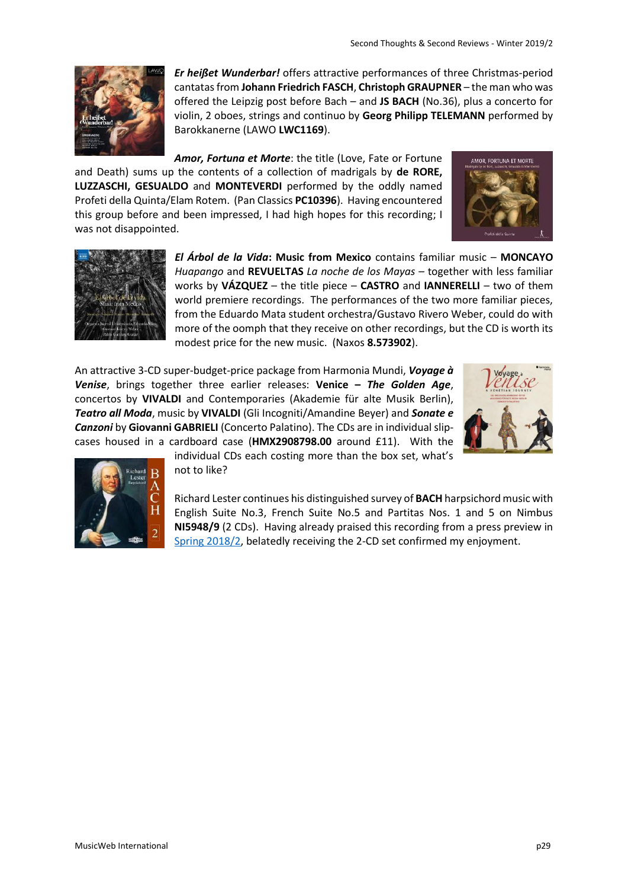***Er heißet Wunderbar!*** offers attractive performances of three Christmas-period cantatas from **Johann Friedrich FASCH**, **Christoph GRAUPNER** – the man who was offered the Leipzig post before Bach – and **JS BACH** (No.36), plus a concerto for violin, 2 oboes, strings and continuo by **Georg Philipp TELEMANN** performed by Barokkanerne (LAWO **LWC1169**).

***Amor, Fortuna et Morte***: the title (Love, Fate or Fortune and Death) sums up the contents of a collection of madrigals by **de RORE, LUZZASCHI, GESUALDO** and **MONTEVERDI** performed by the oddly named Profeti della Quinta/Elam Rotem. (Pan Classics **PC10396**). Having encountered this group before and been impressed, I had high hopes for this recording; I was not disappointed.

***El Árbol de la Vida*****: Music from Mexico** contains familiar music – **MONCAYO** *Huapango* and **REVUELTAS** *La noche de los Mayas* – together with less familiar works by **VÁZQUEZ** – the title piece – **CASTRO** and **IANNERELLI** – two of them world premiere recordings. The performances of the two more familiar pieces, from the Eduardo Mata student orchestra/Gustavo Rivero Weber, could do with more of the oomph that they receive on other recordings, but the CD is worth its modest price for the new music. (Naxos **8.573902**).

An attractive 3-CD super-budget-price package from Harmonia Mundi, ***Voyage à Venise***, brings together three earlier releases: **Venice – *The Golden Age***, concertos by **VIVALDI** and Contemporaries (Akademie für alte Musik Berlin), ***Teatro all Moda***, music by **VIVALDI** (Gli Incogniti/Amandine Beyer) and ***Sonate e Canzoni*** by **Giovanni GABRIELI** (Concerto Palatino). The CDs are in individual slip-cases housed in a cardboard case (**HMX2908798.00** around £11). With the individual CDs each costing more than the box set, what's not to like?

Richard Lester continues his distinguished survey of **BACH** harpsichord music with English Suite No.3, French Suite No.5 and Partitas Nos. 1 and 5 on Nimbus **NI5948/9** (2 CDs). Having already praised this recording from a press preview in Spring 2018/2, belatedly receiving the 2-CD set confirmed my enjoyment.